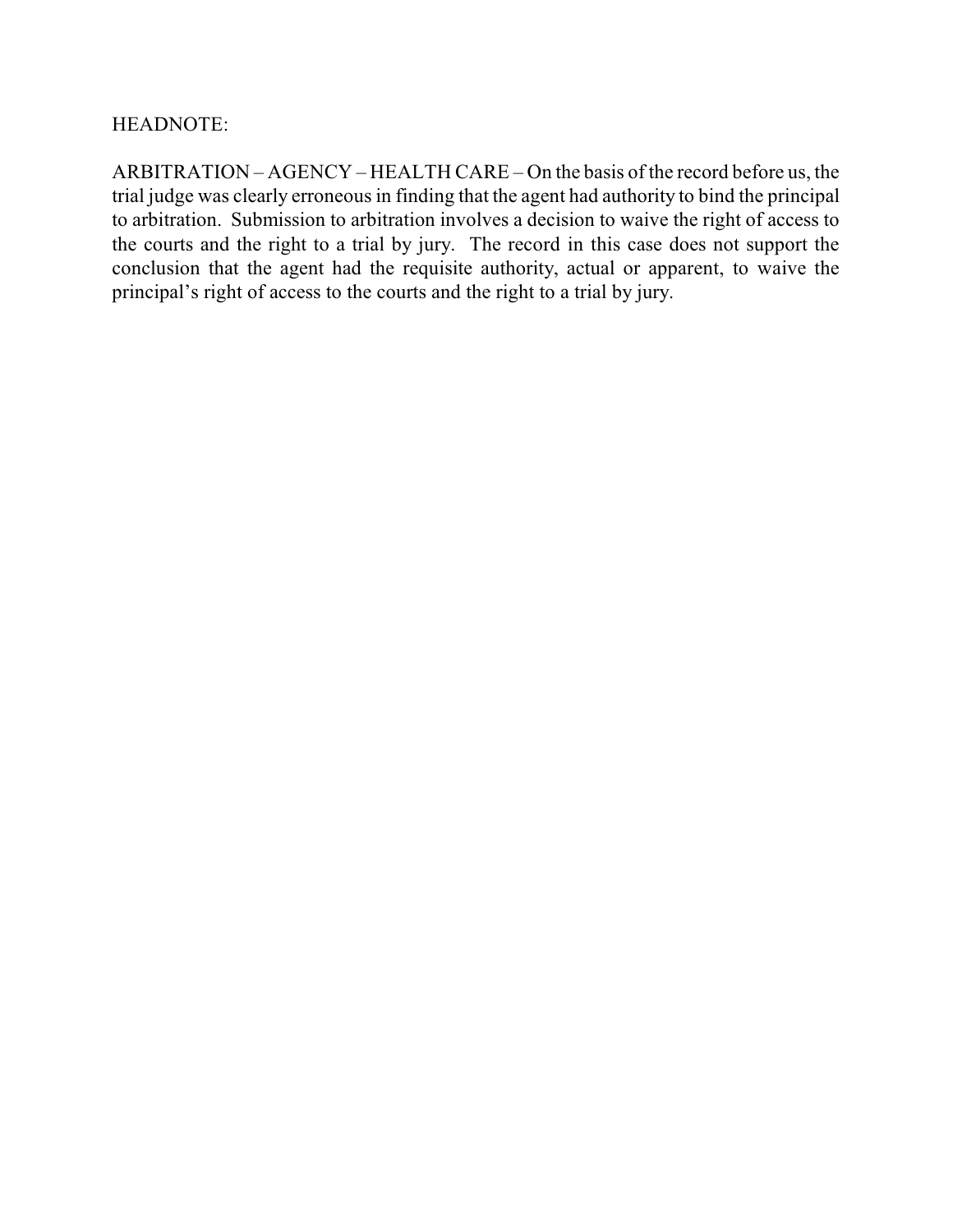HEADNOTE:

ARBITRATION – AGENCY – HEALTH CARE – On the basis of the record before us, the trial judge was clearly erroneous in finding that the agent had authority to bind the principal to arbitration. Submission to arbitration involves a decision to waive the right of access to the courts and the right to a trial by jury. The record in this case does not support the conclusion that the agent had the requisite authority, actual or apparent, to waive the principal's right of access to the courts and the right to a trial by jury.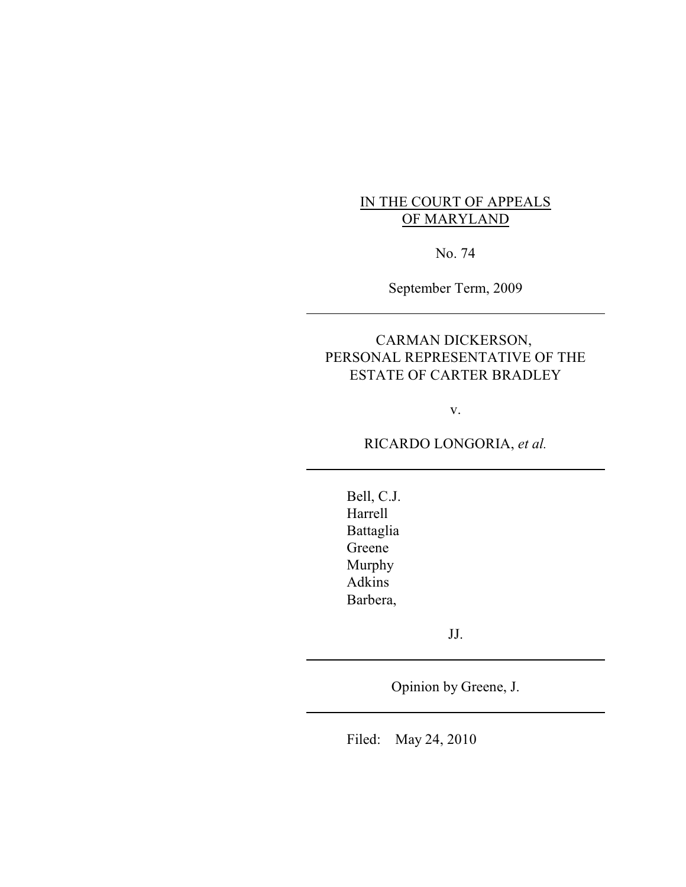IN THE COURT OF APPEALS
OF MARYLAND

No. 74

September Term, 2009

---

CARMAN DICKERSON,
PERSONAL REPRESENTATIVE OF THE
ESTATE OF CARTER BRADLEY

v.

RICARDO LONGORIA, *et al.*

---

Bell, C.J.
Harrell
Battaglia
Greene
Murphy
Adkins
Barbera,

JJ.

---

Opinion by Greene, J.

---

Filed: May 24, 2010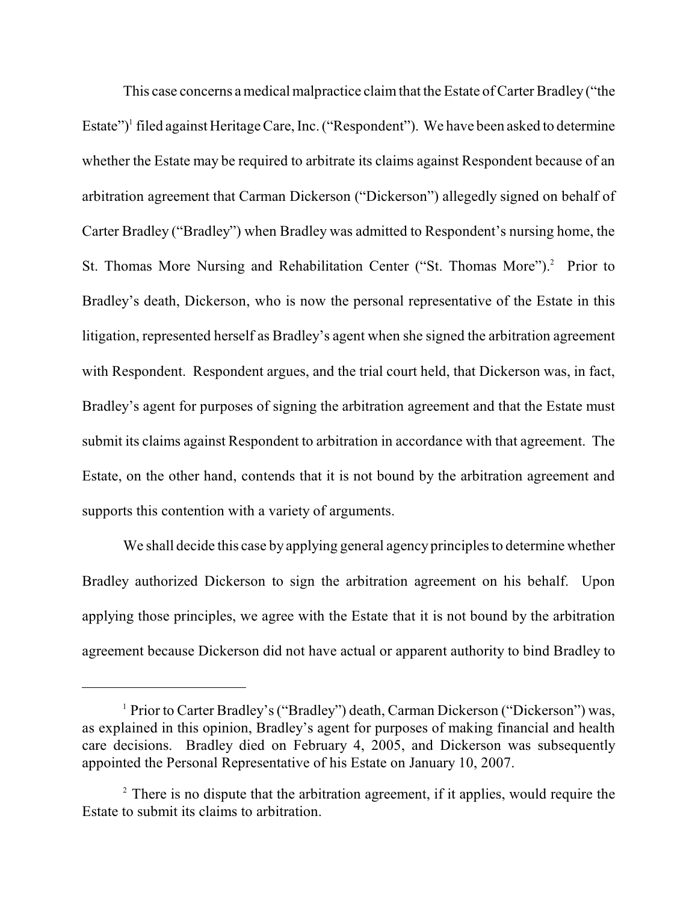This case concerns a medical malpractice claim that the Estate of Carter Bradley ("the Estate")[1] filed against Heritage Care, Inc. ("Respondent"). We have been asked to determine whether the Estate may be required to arbitrate its claims against Respondent because of an arbitration agreement that Carman Dickerson ("Dickerson") allegedly signed on behalf of Carter Bradley ("Bradley") when Bradley was admitted to Respondent's nursing home, the St. Thomas More Nursing and Rehabilitation Center ("St. Thomas More").[2] Prior to Bradley's death, Dickerson, who is now the personal representative of the Estate in this litigation, represented herself as Bradley's agent when she signed the arbitration agreement with Respondent. Respondent argues, and the trial court held, that Dickerson was, in fact, Bradley's agent for purposes of signing the arbitration agreement and that the Estate must submit its claims against Respondent to arbitration in accordance with that agreement. The Estate, on the other hand, contends that it is not bound by the arbitration agreement and supports this contention with a variety of arguments.

We shall decide this case by applying general agency principles to determine whether Bradley authorized Dickerson to sign the arbitration agreement on his behalf. Upon applying those principles, we agree with the Estate that it is not bound by the arbitration agreement because Dickerson did not have actual or apparent authority to bind Bradley to

---

[1] Prior to Carter Bradley's ("Bradley") death, Carman Dickerson ("Dickerson") was, as explained in this opinion, Bradley's agent for purposes of making financial and health care decisions. Bradley died on February 4, 2005, and Dickerson was subsequently appointed the Personal Representative of his Estate on January 10, 2007.

[2] There is no dispute that the arbitration agreement, if it applies, would require the Estate to submit its claims to arbitration.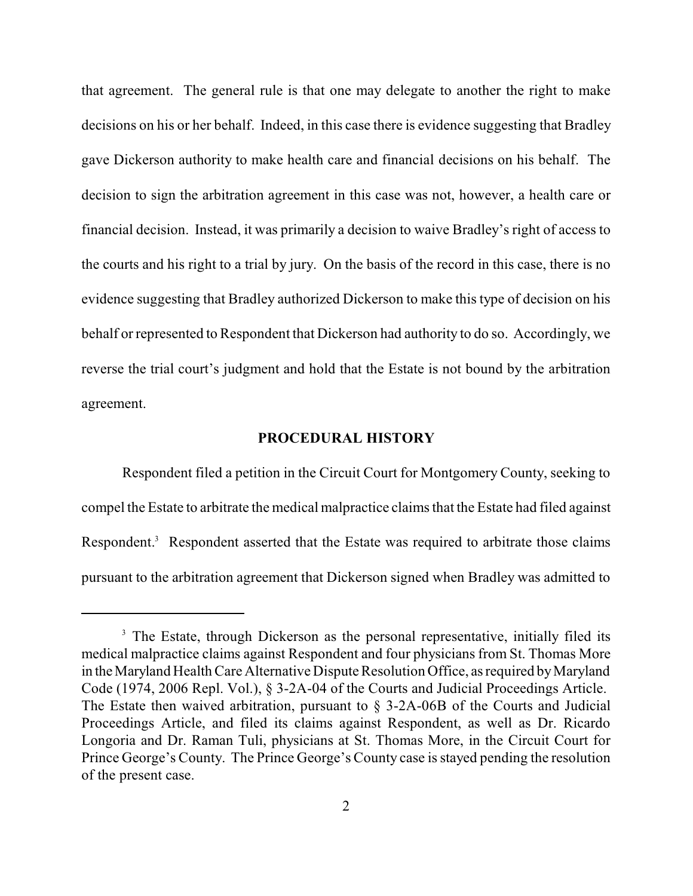that agreement. The general rule is that one may delegate to another the right to make decisions on his or her behalf. Indeed, in this case there is evidence suggesting that Bradley gave Dickerson authority to make health care and financial decisions on his behalf. The decision to sign the arbitration agreement in this case was not, however, a health care or financial decision. Instead, it was primarily a decision to waive Bradley's right of access to the courts and his right to a trial by jury. On the basis of the record in this case, there is no evidence suggesting that Bradley authorized Dickerson to make this type of decision on his behalf or represented to Respondent that Dickerson had authority to do so. Accordingly, we reverse the trial court's judgment and hold that the Estate is not bound by the arbitration agreement.

## PROCEDURAL HISTORY

Respondent filed a petition in the Circuit Court for Montgomery County, seeking to compel the Estate to arbitrate the medical malpractice claims that the Estate had filed against Respondent.[3] Respondent asserted that the Estate was required to arbitrate those claims pursuant to the arbitration agreement that Dickerson signed when Bradley was admitted to

---

[3] The Estate, through Dickerson as the personal representative, initially filed its medical malpractice claims against Respondent and four physicians from St. Thomas More in the Maryland Health Care Alternative Dispute Resolution Office, as required by Maryland Code (1974, 2006 Repl. Vol.), § 3-2A-04 of the Courts and Judicial Proceedings Article. The Estate then waived arbitration, pursuant to § 3-2A-06B of the Courts and Judicial Proceedings Article, and filed its claims against Respondent, as well as Dr. Ricardo Longoria and Dr. Raman Tuli, physicians at St. Thomas More, in the Circuit Court for Prince George's County. The Prince George's County case is stayed pending the resolution of the present case.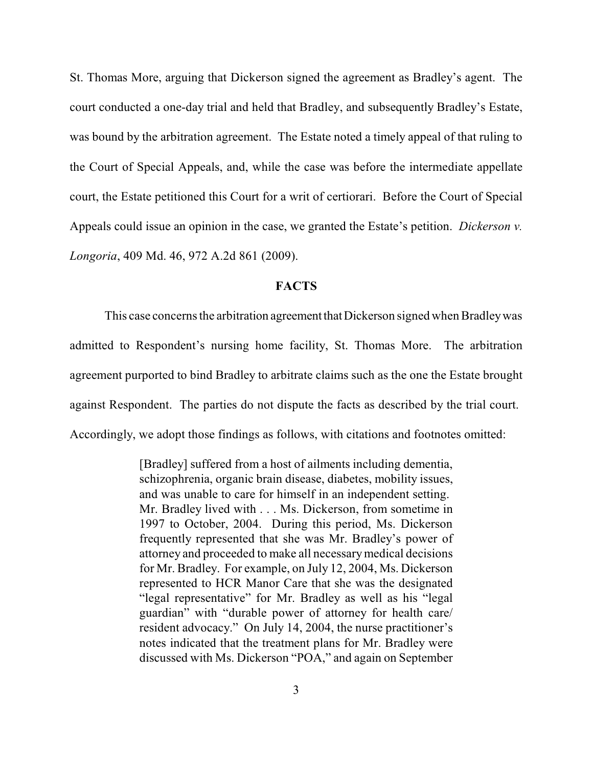St. Thomas More, arguing that Dickerson signed the agreement as Bradley's agent. The court conducted a one-day trial and held that Bradley, and subsequently Bradley's Estate, was bound by the arbitration agreement. The Estate noted a timely appeal of that ruling to the Court of Special Appeals, and, while the case was before the intermediate appellate court, the Estate petitioned this Court for a writ of certiorari. Before the Court of Special Appeals could issue an opinion in the case, we granted the Estate's petition. *Dickerson v. Longoria*, 409 Md. 46, 972 A.2d 861 (2009).

## FACTS

This case concerns the arbitration agreement that Dickerson signed when Bradley was admitted to Respondent's nursing home facility, St. Thomas More. The arbitration agreement purported to bind Bradley to arbitrate claims such as the one the Estate brought against Respondent. The parties do not dispute the facts as described by the trial court. Accordingly, we adopt those findings as follows, with citations and footnotes omitted:

> [Bradley] suffered from a host of ailments including dementia, schizophrenia, organic brain disease, diabetes, mobility issues, and was unable to care for himself in an independent setting. Mr. Bradley lived with . . . Ms. Dickerson, from sometime in 1997 to October, 2004. During this period, Ms. Dickerson frequently represented that she was Mr. Bradley's power of attorney and proceeded to make all necessary medical decisions for Mr. Bradley. For example, on July 12, 2004, Ms. Dickerson represented to HCR Manor Care that she was the designated "legal representative" for Mr. Bradley as well as his "legal guardian" with "durable power of attorney for health care/ resident advocacy." On July 14, 2004, the nurse practitioner's notes indicated that the treatment plans for Mr. Bradley were discussed with Ms. Dickerson "POA," and again on September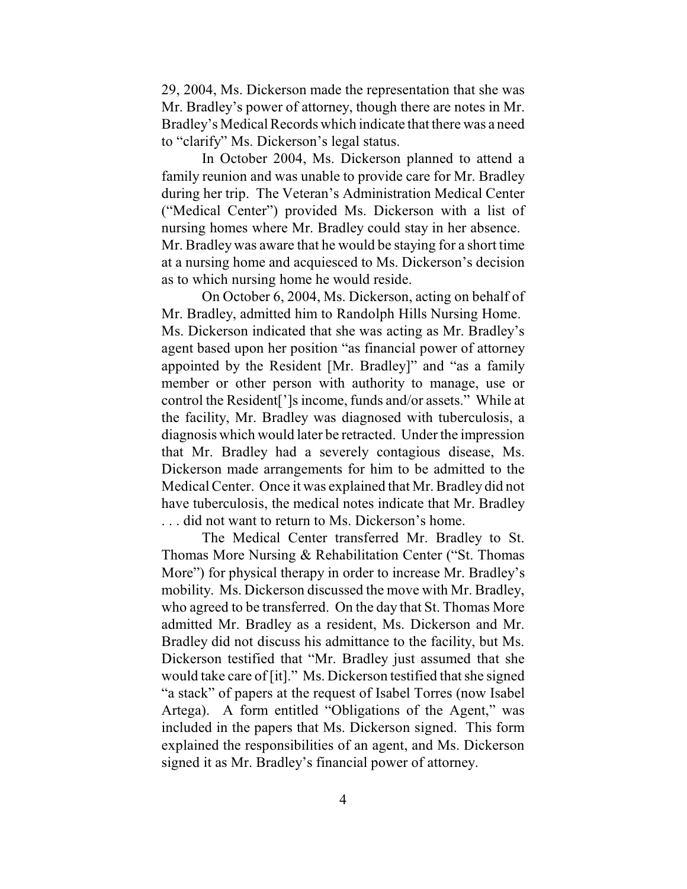29, 2004, Ms. Dickerson made the representation that she was Mr. Bradley's power of attorney, though there are notes in Mr. Bradley's Medical Records which indicate that there was a need to "clarify" Ms. Dickerson's legal status.

In October 2004, Ms. Dickerson planned to attend a family reunion and was unable to provide care for Mr. Bradley during her trip. The Veteran's Administration Medical Center ("Medical Center") provided Ms. Dickerson with a list of nursing homes where Mr. Bradley could stay in her absence. Mr. Bradley was aware that he would be staying for a short time at a nursing home and acquiesced to Ms. Dickerson's decision as to which nursing home he would reside.

On October 6, 2004, Ms. Dickerson, acting on behalf of Mr. Bradley, admitted him to Randolph Hills Nursing Home. Ms. Dickerson indicated that she was acting as Mr. Bradley's agent based upon her position "as financial power of attorney appointed by the Resident [Mr. Bradley]" and "as a family member or other person with authority to manage, use or control the Resident[']s income, funds and/or assets." While at the facility, Mr. Bradley was diagnosed with tuberculosis, a diagnosis which would later be retracted. Under the impression that Mr. Bradley had a severely contagious disease, Ms. Dickerson made arrangements for him to be admitted to the Medical Center. Once it was explained that Mr. Bradley did not have tuberculosis, the medical notes indicate that Mr. Bradley . . . did not want to return to Ms. Dickerson's home.

The Medical Center transferred Mr. Bradley to St. Thomas More Nursing & Rehabilitation Center ("St. Thomas More") for physical therapy in order to increase Mr. Bradley's mobility. Ms. Dickerson discussed the move with Mr. Bradley, who agreed to be transferred. On the day that St. Thomas More admitted Mr. Bradley as a resident, Ms. Dickerson and Mr. Bradley did not discuss his admittance to the facility, but Ms. Dickerson testified that "Mr. Bradley just assumed that she would take care of [it]." Ms. Dickerson testified that she signed "a stack" of papers at the request of Isabel Torres (now Isabel Artega). A form entitled "Obligations of the Agent," was included in the papers that Ms. Dickerson signed. This form explained the responsibilities of an agent, and Ms. Dickerson signed it as Mr. Bradley's financial power of attorney.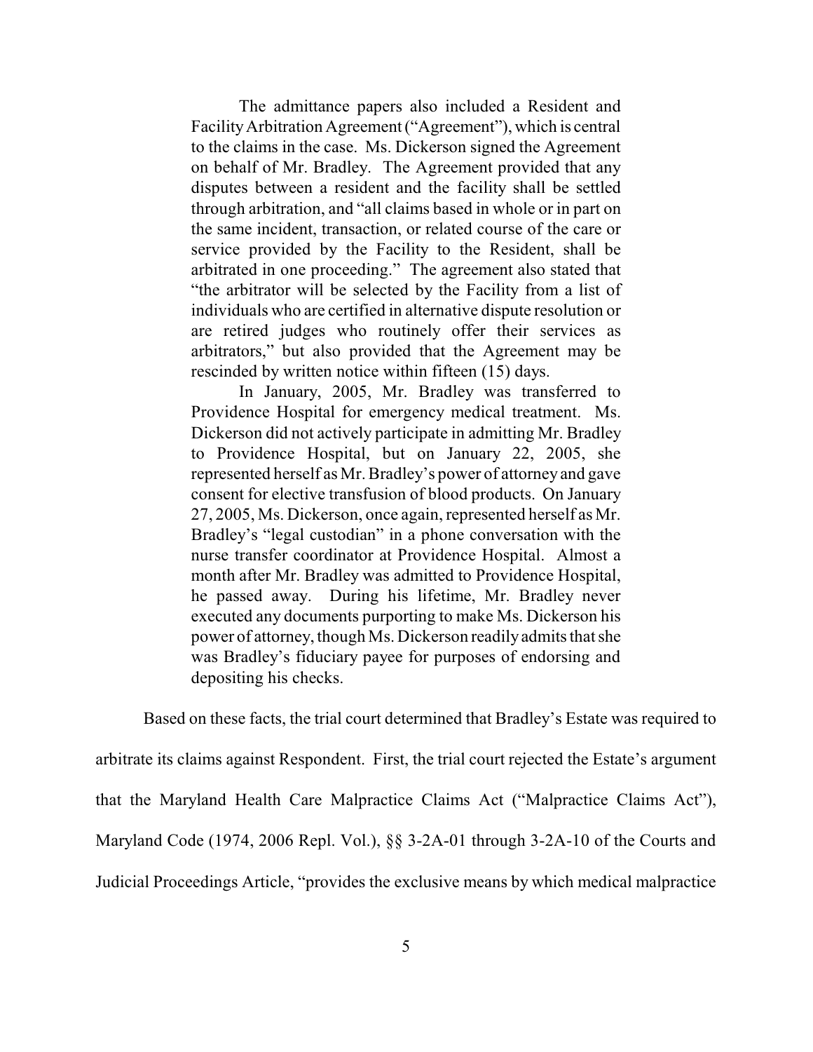> The admittance papers also included a Resident and Facility Arbitration Agreement ("Agreement"), which is central to the claims in the case. Ms. Dickerson signed the Agreement on behalf of Mr. Bradley. The Agreement provided that any disputes between a resident and the facility shall be settled through arbitration, and "all claims based in whole or in part on the same incident, transaction, or related course of the care or service provided by the Facility to the Resident, shall be arbitrated in one proceeding." The agreement also stated that "the arbitrator will be selected by the Facility from a list of individuals who are certified in alternative dispute resolution or are retired judges who routinely offer their services as arbitrators," but also provided that the Agreement may be rescinded by written notice within fifteen (15) days.
>
> In January, 2005, Mr. Bradley was transferred to Providence Hospital for emergency medical treatment. Ms. Dickerson did not actively participate in admitting Mr. Bradley to Providence Hospital, but on January 22, 2005, she represented herself as Mr. Bradley's power of attorney and gave consent for elective transfusion of blood products. On January 27, 2005, Ms. Dickerson, once again, represented herself as Mr. Bradley's "legal custodian" in a phone conversation with the nurse transfer coordinator at Providence Hospital. Almost a month after Mr. Bradley was admitted to Providence Hospital, he passed away. During his lifetime, Mr. Bradley never executed any documents purporting to make Ms. Dickerson his power of attorney, though Ms. Dickerson readily admits that she was Bradley's fiduciary payee for purposes of endorsing and depositing his checks.

Based on these facts, the trial court determined that Bradley's Estate was required to arbitrate its claims against Respondent. First, the trial court rejected the Estate's argument that the Maryland Health Care Malpractice Claims Act ("Malpractice Claims Act"), Maryland Code (1974, 2006 Repl. Vol.), §§ 3-2A-01 through 3-2A-10 of the Courts and Judicial Proceedings Article, "provides the exclusive means by which medical malpractice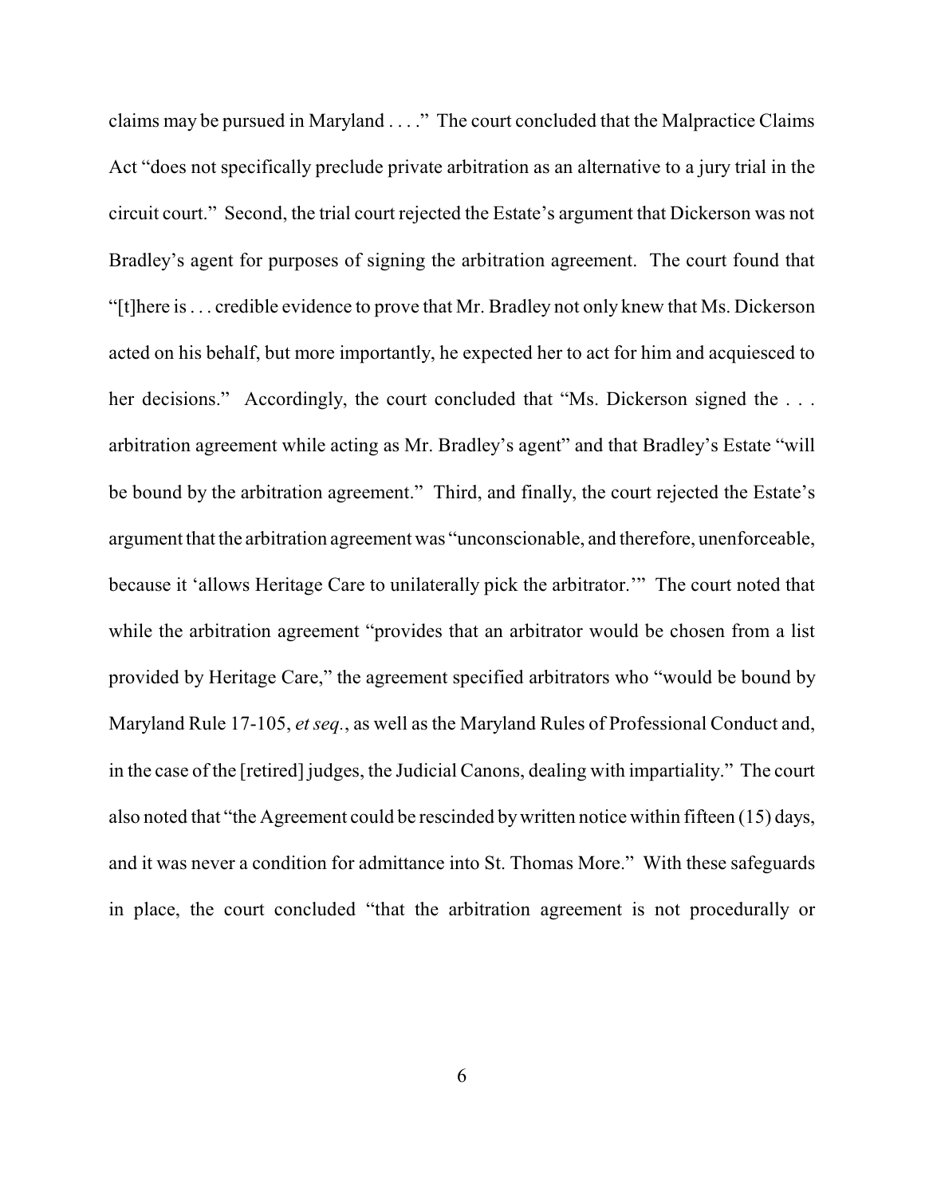claims may be pursued in Maryland . . . ." The court concluded that the Malpractice Claims Act "does not specifically preclude private arbitration as an alternative to a jury trial in the circuit court." Second, the trial court rejected the Estate's argument that Dickerson was not Bradley's agent for purposes of signing the arbitration agreement. The court found that "[t]here is . . . credible evidence to prove that Mr. Bradley not only knew that Ms. Dickerson acted on his behalf, but more importantly, he expected her to act for him and acquiesced to her decisions." Accordingly, the court concluded that "Ms. Dickerson signed the . . . arbitration agreement while acting as Mr. Bradley's agent" and that Bradley's Estate "will be bound by the arbitration agreement." Third, and finally, the court rejected the Estate's argument that the arbitration agreement was "unconscionable, and therefore, unenforceable, because it 'allows Heritage Care to unilaterally pick the arbitrator.'" The court noted that while the arbitration agreement "provides that an arbitrator would be chosen from a list provided by Heritage Care," the agreement specified arbitrators who "would be bound by Maryland Rule 17-105, *et seq.*, as well as the Maryland Rules of Professional Conduct and, in the case of the [retired] judges, the Judicial Canons, dealing with impartiality." The court also noted that "the Agreement could be rescinded by written notice within fifteen (15) days, and it was never a condition for admittance into St. Thomas More." With these safeguards in place, the court concluded "that the arbitration agreement is not procedurally or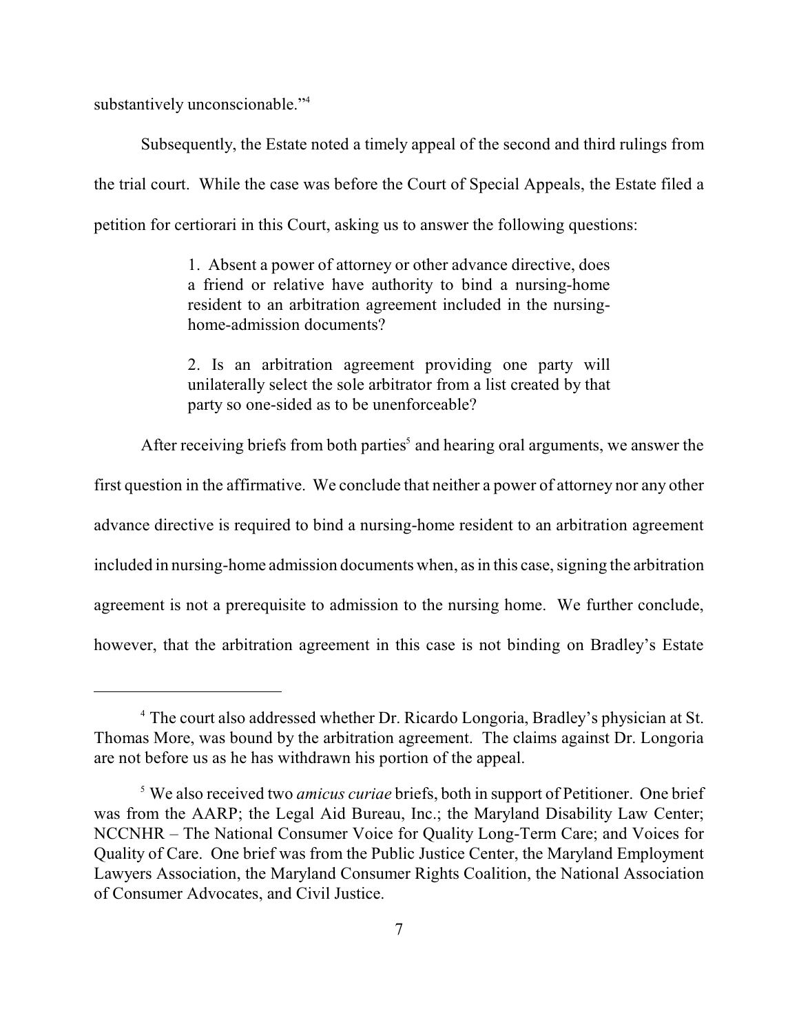substantively unconscionable."[4]

Subsequently, the Estate noted a timely appeal of the second and third rulings from the trial court. While the case was before the Court of Special Appeals, the Estate filed a petition for certiorari in this Court, asking us to answer the following questions:

> 1. Absent a power of attorney or other advance directive, does a friend or relative have authority to bind a nursing-home resident to an arbitration agreement included in the nursing-home-admission documents?
>
> 2. Is an arbitration agreement providing one party will unilaterally select the sole arbitrator from a list created by that party so one-sided as to be unenforceable?

After receiving briefs from both parties[5] and hearing oral arguments, we answer the first question in the affirmative. We conclude that neither a power of attorney nor any other advance directive is required to bind a nursing-home resident to an arbitration agreement included in nursing-home admission documents when, as in this case, signing the arbitration agreement is not a prerequisite to admission to the nursing home. We further conclude, however, that the arbitration agreement in this case is not binding on Bradley's Estate

---

[4] The court also addressed whether Dr. Ricardo Longoria, Bradley's physician at St. Thomas More, was bound by the arbitration agreement. The claims against Dr. Longoria are not before us as he has withdrawn his portion of the appeal.

[5] We also received two *amicus curiae* briefs, both in support of Petitioner. One brief was from the AARP; the Legal Aid Bureau, Inc.; the Maryland Disability Law Center; NCCNHR – The National Consumer Voice for Quality Long-Term Care; and Voices for Quality of Care. One brief was from the Public Justice Center, the Maryland Employment Lawyers Association, the Maryland Consumer Rights Coalition, the National Association of Consumer Advocates, and Civil Justice.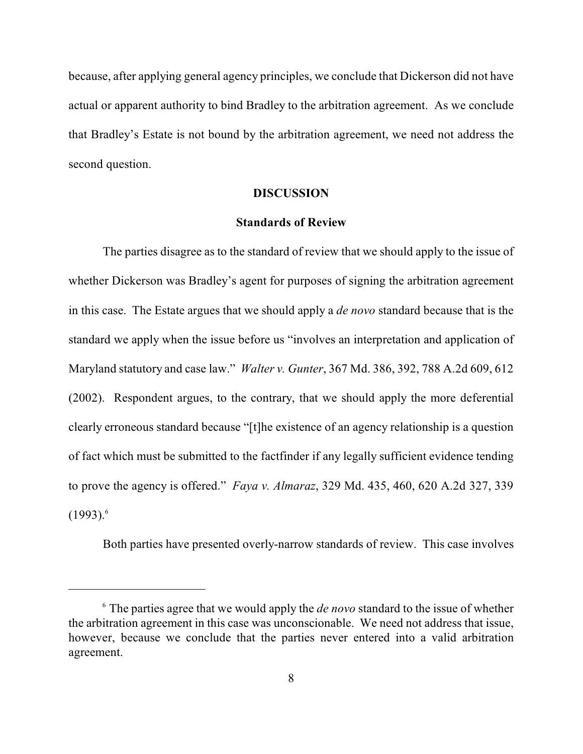because, after applying general agency principles, we conclude that Dickerson did not have actual or apparent authority to bind Bradley to the arbitration agreement. As we conclude that Bradley's Estate is not bound by the arbitration agreement, we need not address the second question.

**DISCUSSION**

**Standards of Review**

The parties disagree as to the standard of review that we should apply to the issue of whether Dickerson was Bradley's agent for purposes of signing the arbitration agreement in this case. The Estate argues that we should apply a *de novo* standard because that is the standard we apply when the issue before us "involves an interpretation and application of Maryland statutory and case law." *Walter v. Gunter*, 367 Md. 386, 392, 788 A.2d 609, 612 (2002). Respondent argues, to the contrary, that we should apply the more deferential clearly erroneous standard because "[t]he existence of an agency relationship is a question of fact which must be submitted to the factfinder if any legally sufficient evidence tending to prove the agency is offered." *Faya v. Almaraz*, 329 Md. 435, 460, 620 A.2d 327, 339 (1993).[6]

Both parties have presented overly-narrow standards of review. This case involves

---

[6] The parties agree that we would apply the *de novo* standard to the issue of whether the arbitration agreement in this case was unconscionable. We need not address that issue, however, because we conclude that the parties never entered into a valid arbitration agreement.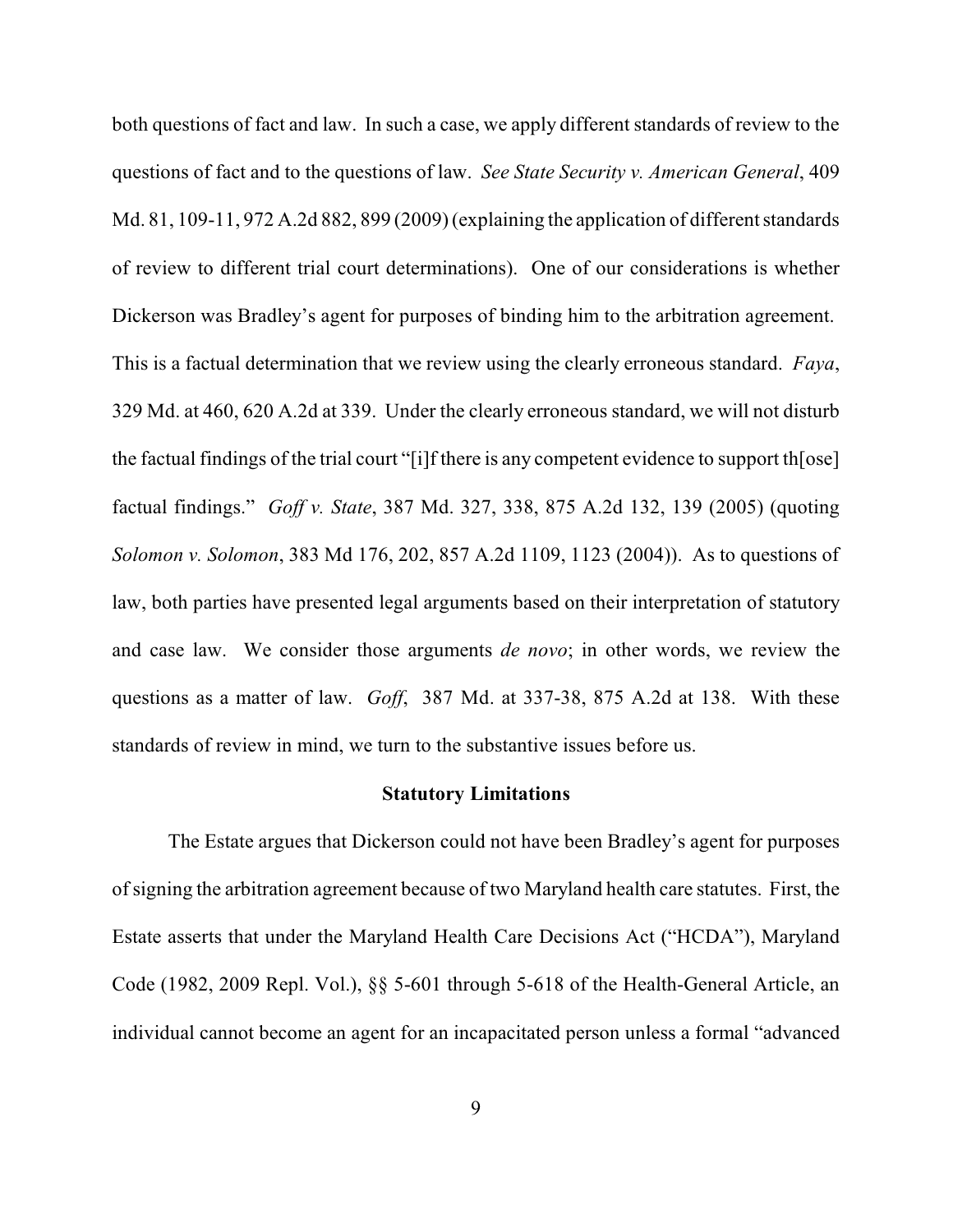both questions of fact and law. In such a case, we apply different standards of review to the questions of fact and to the questions of law. *See State Security v. American General*, 409 Md. 81, 109-11, 972 A.2d 882, 899 (2009) (explaining the application of different standards of review to different trial court determinations). One of our considerations is whether Dickerson was Bradley's agent for purposes of binding him to the arbitration agreement. This is a factual determination that we review using the clearly erroneous standard. *Faya*, 329 Md. at 460, 620 A.2d at 339. Under the clearly erroneous standard, we will not disturb the factual findings of the trial court "[i]f there is any competent evidence to support th[ose] factual findings." *Goff v. State*, 387 Md. 327, 338, 875 A.2d 132, 139 (2005) (quoting *Solomon v. Solomon*, 383 Md 176, 202, 857 A.2d 1109, 1123 (2004)). As to questions of law, both parties have presented legal arguments based on their interpretation of statutory and case law. We consider those arguments *de novo*; in other words, we review the questions as a matter of law. *Goff*, 387 Md. at 337-38, 875 A.2d at 138. With these standards of review in mind, we turn to the substantive issues before us.

**Statutory Limitations**

The Estate argues that Dickerson could not have been Bradley's agent for purposes of signing the arbitration agreement because of two Maryland health care statutes. First, the Estate asserts that under the Maryland Health Care Decisions Act ("HCDA"), Maryland Code (1982, 2009 Repl. Vol.), §§ 5-601 through 5-618 of the Health-General Article, an individual cannot become an agent for an incapacitated person unless a formal "advanced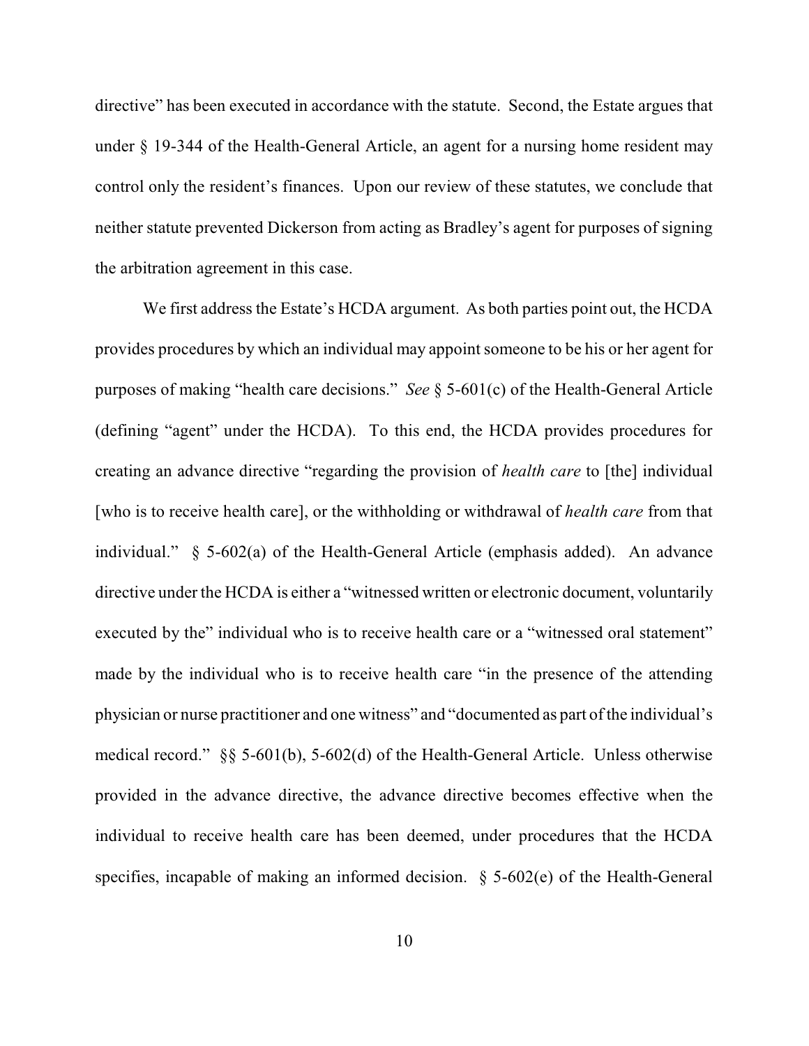directive" has been executed in accordance with the statute. Second, the Estate argues that under § 19-344 of the Health-General Article, an agent for a nursing home resident may control only the resident's finances. Upon our review of these statutes, we conclude that neither statute prevented Dickerson from acting as Bradley's agent for purposes of signing the arbitration agreement in this case.

We first address the Estate's HCDA argument. As both parties point out, the HCDA provides procedures by which an individual may appoint someone to be his or her agent for purposes of making "health care decisions." *See* § 5-601(c) of the Health-General Article (defining "agent" under the HCDA). To this end, the HCDA provides procedures for creating an advance directive "regarding the provision of *health care* to [the] individual [who is to receive health care], or the withholding or withdrawal of *health care* from that individual." § 5-602(a) of the Health-General Article (emphasis added). An advance directive under the HCDA is either a "witnessed written or electronic document, voluntarily executed by the" individual who is to receive health care or a "witnessed oral statement" made by the individual who is to receive health care "in the presence of the attending physician or nurse practitioner and one witness" and "documented as part of the individual's medical record." §§ 5-601(b), 5-602(d) of the Health-General Article. Unless otherwise provided in the advance directive, the advance directive becomes effective when the individual to receive health care has been deemed, under procedures that the HCDA specifies, incapable of making an informed decision. § 5-602(e) of the Health-General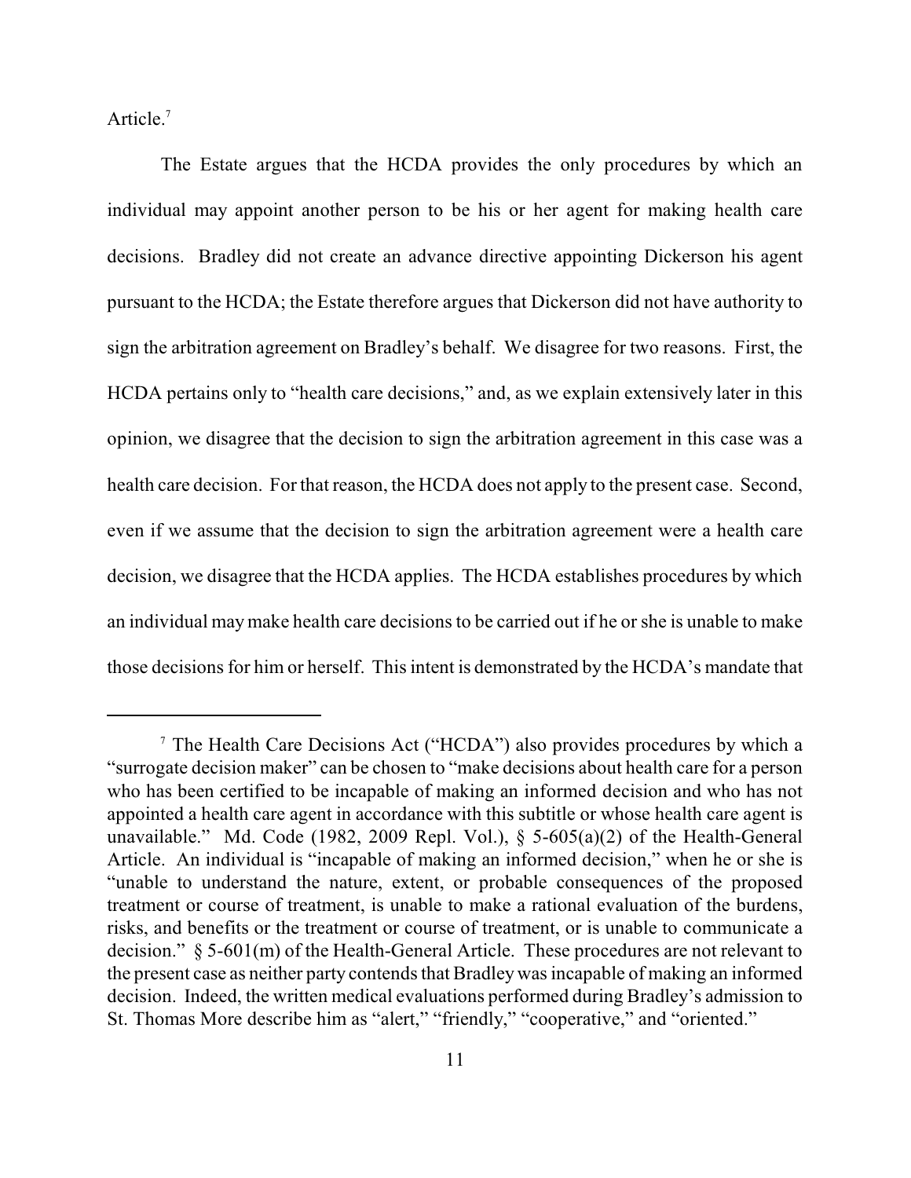Article.[7]

The Estate argues that the HCDA provides the only procedures by which an individual may appoint another person to be his or her agent for making health care decisions. Bradley did not create an advance directive appointing Dickerson his agent pursuant to the HCDA; the Estate therefore argues that Dickerson did not have authority to sign the arbitration agreement on Bradley's behalf. We disagree for two reasons. First, the HCDA pertains only to "health care decisions," and, as we explain extensively later in this opinion, we disagree that the decision to sign the arbitration agreement in this case was a health care decision. For that reason, the HCDA does not apply to the present case. Second, even if we assume that the decision to sign the arbitration agreement were a health care decision, we disagree that the HCDA applies. The HCDA establishes procedures by which an individual may make health care decisions to be carried out if he or she is unable to make those decisions for him or herself. This intent is demonstrated by the HCDA's mandate that

---

[7] The Health Care Decisions Act ("HCDA") also provides procedures by which a "surrogate decision maker" can be chosen to "make decisions about health care for a person who has been certified to be incapable of making an informed decision and who has not appointed a health care agent in accordance with this subtitle or whose health care agent is unavailable." Md. Code (1982, 2009 Repl. Vol.), § 5-605(a)(2) of the Health-General Article. An individual is "incapable of making an informed decision," when he or she is "unable to understand the nature, extent, or probable consequences of the proposed treatment or course of treatment, is unable to make a rational evaluation of the burdens, risks, and benefits or the treatment or course of treatment, or is unable to communicate a decision." § 5-601(m) of the Health-General Article. These procedures are not relevant to the present case as neither party contends that Bradley was incapable of making an informed decision. Indeed, the written medical evaluations performed during Bradley's admission to St. Thomas More describe him as "alert," "friendly," "cooperative," and "oriented."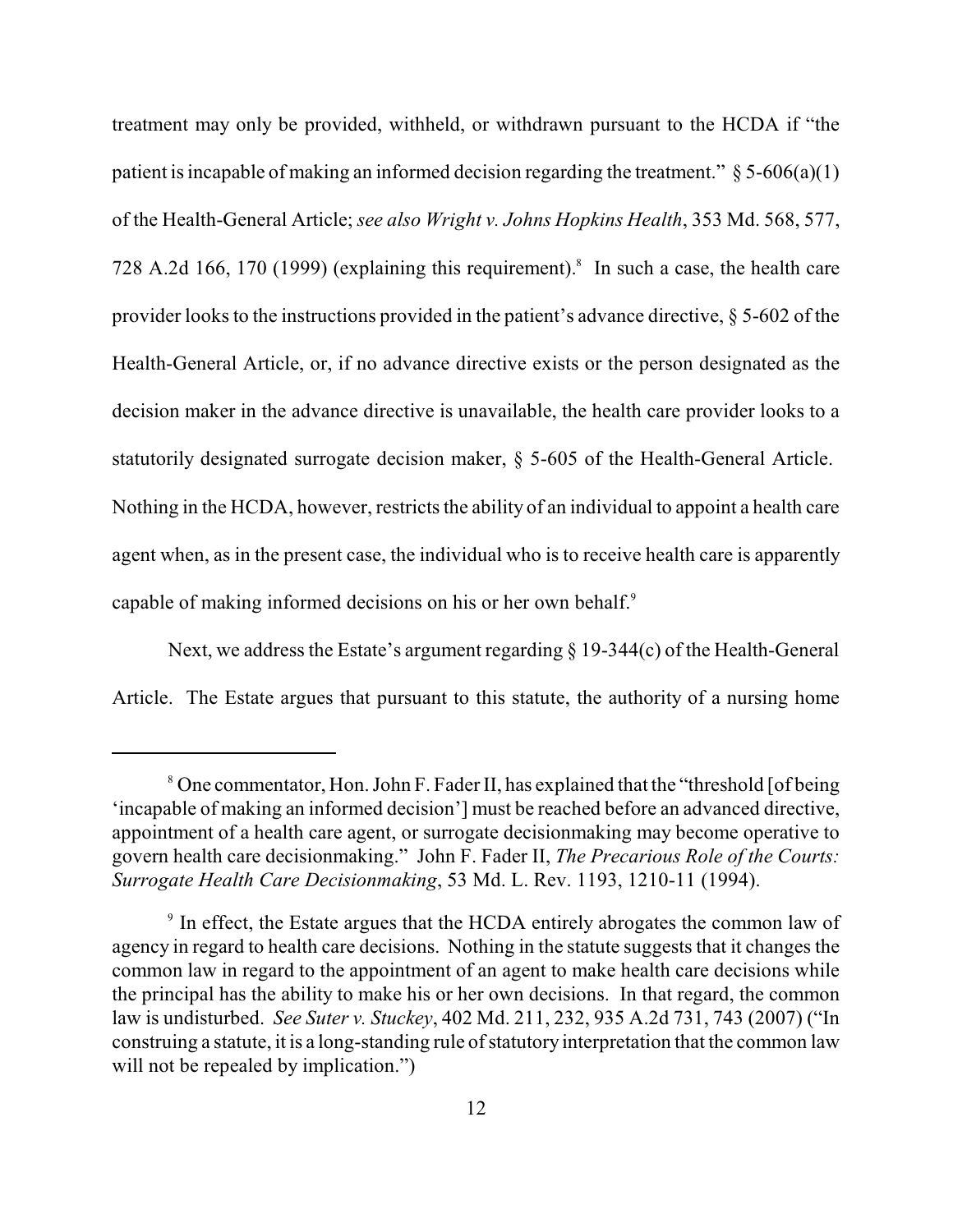treatment may only be provided, withheld, or withdrawn pursuant to the HCDA if "the patient is incapable of making an informed decision regarding the treatment." § 5-606(a)(1) of the Health-General Article; *see also Wright v. Johns Hopkins Health*, 353 Md. 568, 577, 728 A.2d 166, 170 (1999) (explaining this requirement).[8] In such a case, the health care provider looks to the instructions provided in the patient's advance directive, § 5-602 of the Health-General Article, or, if no advance directive exists or the person designated as the decision maker in the advance directive is unavailable, the health care provider looks to a statutorily designated surrogate decision maker, § 5-605 of the Health-General Article. Nothing in the HCDA, however, restricts the ability of an individual to appoint a health care agent when, as in the present case, the individual who is to receive health care is apparently capable of making informed decisions on his or her own behalf.[9]

Next, we address the Estate's argument regarding § 19-344(c) of the Health-General Article. The Estate argues that pursuant to this statute, the authority of a nursing home

---

[8] One commentator, Hon. John F. Fader II, has explained that the "threshold [of being 'incapable of making an informed decision'] must be reached before an advanced directive, appointment of a health care agent, or surrogate decisionmaking may become operative to govern health care decisionmaking." John F. Fader II, *The Precarious Role of the Courts: Surrogate Health Care Decisionmaking*, 53 Md. L. Rev. 1193, 1210-11 (1994).

[9] In effect, the Estate argues that the HCDA entirely abrogates the common law of agency in regard to health care decisions. Nothing in the statute suggests that it changes the common law in regard to the appointment of an agent to make health care decisions while the principal has the ability to make his or her own decisions. In that regard, the common law is undisturbed. *See Suter v. Stuckey*, 402 Md. 211, 232, 935 A.2d 731, 743 (2007) ("In construing a statute, it is a long-standing rule of statutory interpretation that the common law will not be repealed by implication.")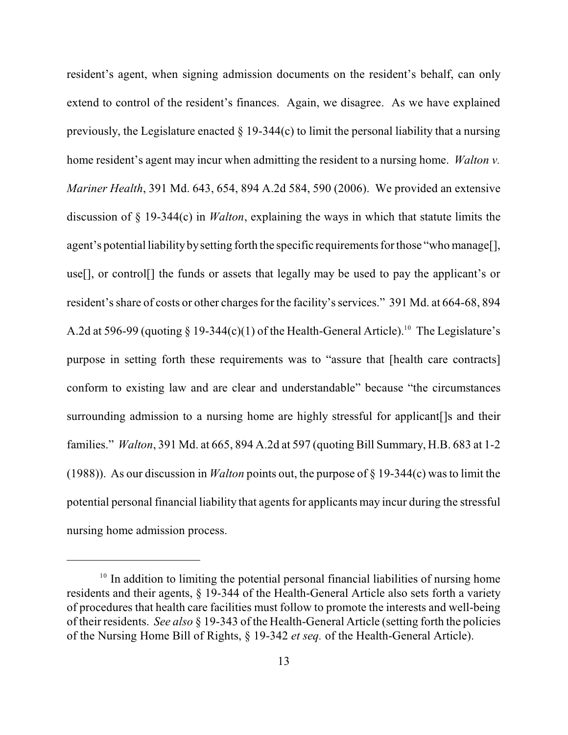resident's agent, when signing admission documents on the resident's behalf, can only extend to control of the resident's finances. Again, we disagree. As we have explained previously, the Legislature enacted § 19-344(c) to limit the personal liability that a nursing home resident's agent may incur when admitting the resident to a nursing home. *Walton v. Mariner Health*, 391 Md. 643, 654, 894 A.2d 584, 590 (2006). We provided an extensive discussion of § 19-344(c) in *Walton*, explaining the ways in which that statute limits the agent's potential liability by setting forth the specific requirements for those "who manage[], use[], or control[] the funds or assets that legally may be used to pay the applicant's or resident's share of costs or other charges for the facility's services." 391 Md. at 664-68, 894 A.2d at 596-99 (quoting § 19-344(c)(1) of the Health-General Article).[10] The Legislature's purpose in setting forth these requirements was to "assure that [health care contracts] conform to existing law and are clear and understandable" because "the circumstances surrounding admission to a nursing home are highly stressful for applicant[]s and their families." *Walton*, 391 Md. at 665, 894 A.2d at 597 (quoting Bill Summary, H.B. 683 at 1-2 (1988)). As our discussion in *Walton* points out, the purpose of § 19-344(c) was to limit the potential personal financial liability that agents for applicants may incur during the stressful nursing home admission process.

---

[10] In addition to limiting the potential personal financial liabilities of nursing home residents and their agents, § 19-344 of the Health-General Article also sets forth a variety of procedures that health care facilities must follow to promote the interests and well-being of their residents. *See also* § 19-343 of the Health-General Article (setting forth the policies of the Nursing Home Bill of Rights, § 19-342 *et seq.* of the Health-General Article).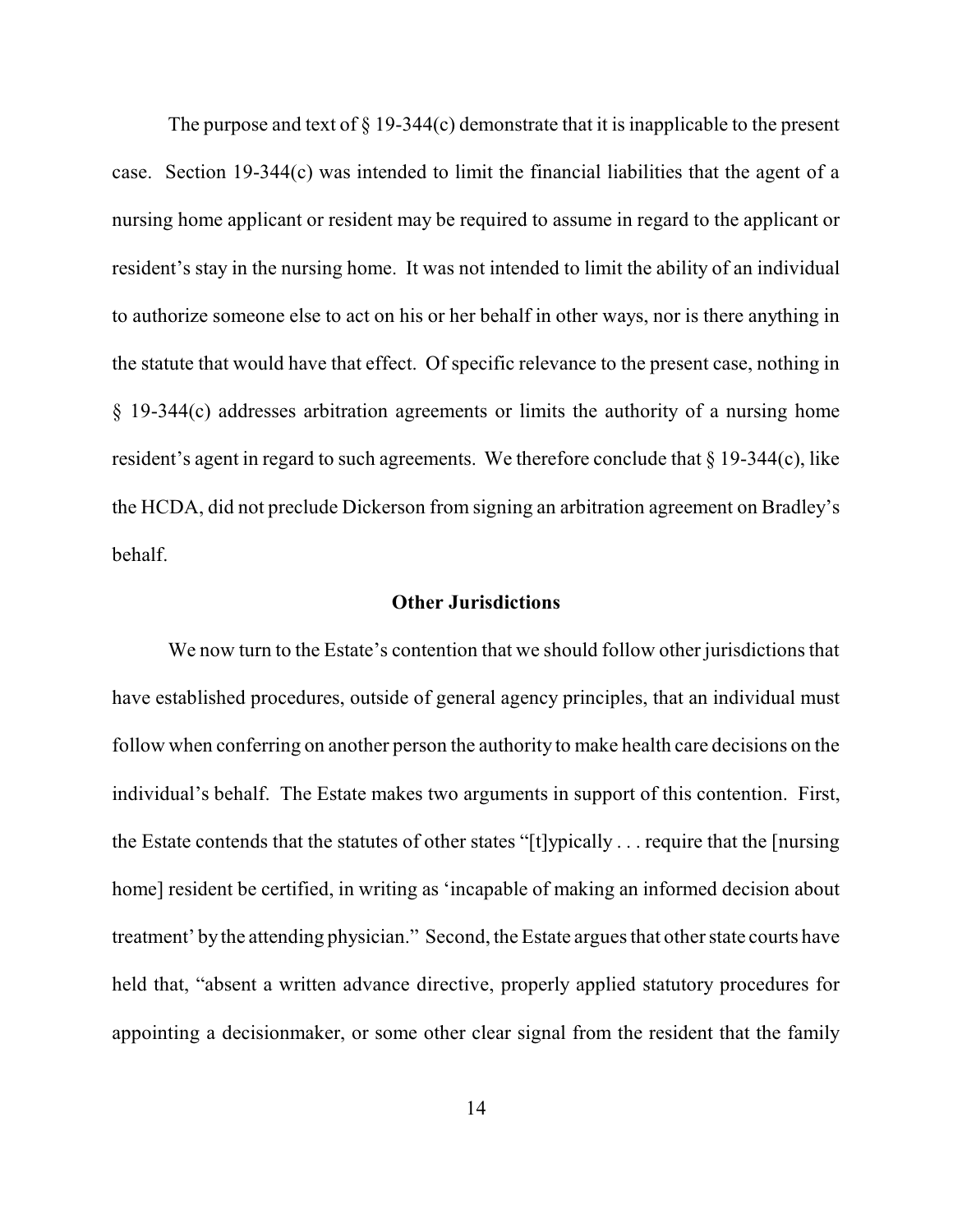The purpose and text of § 19-344(c) demonstrate that it is inapplicable to the present case. Section 19-344(c) was intended to limit the financial liabilities that the agent of a nursing home applicant or resident may be required to assume in regard to the applicant or resident's stay in the nursing home. It was not intended to limit the ability of an individual to authorize someone else to act on his or her behalf in other ways, nor is there anything in the statute that would have that effect. Of specific relevance to the present case, nothing in § 19-344(c) addresses arbitration agreements or limits the authority of a nursing home resident's agent in regard to such agreements. We therefore conclude that § 19-344(c), like the HCDA, did not preclude Dickerson from signing an arbitration agreement on Bradley's behalf.

**Other Jurisdictions**

We now turn to the Estate's contention that we should follow other jurisdictions that have established procedures, outside of general agency principles, that an individual must follow when conferring on another person the authority to make health care decisions on the individual's behalf. The Estate makes two arguments in support of this contention. First, the Estate contends that the statutes of other states "[t]ypically . . . require that the [nursing home] resident be certified, in writing as 'incapable of making an informed decision about treatment' by the attending physician." Second, the Estate argues that other state courts have held that, "absent a written advance directive, properly applied statutory procedures for appointing a decisionmaker, or some other clear signal from the resident that the family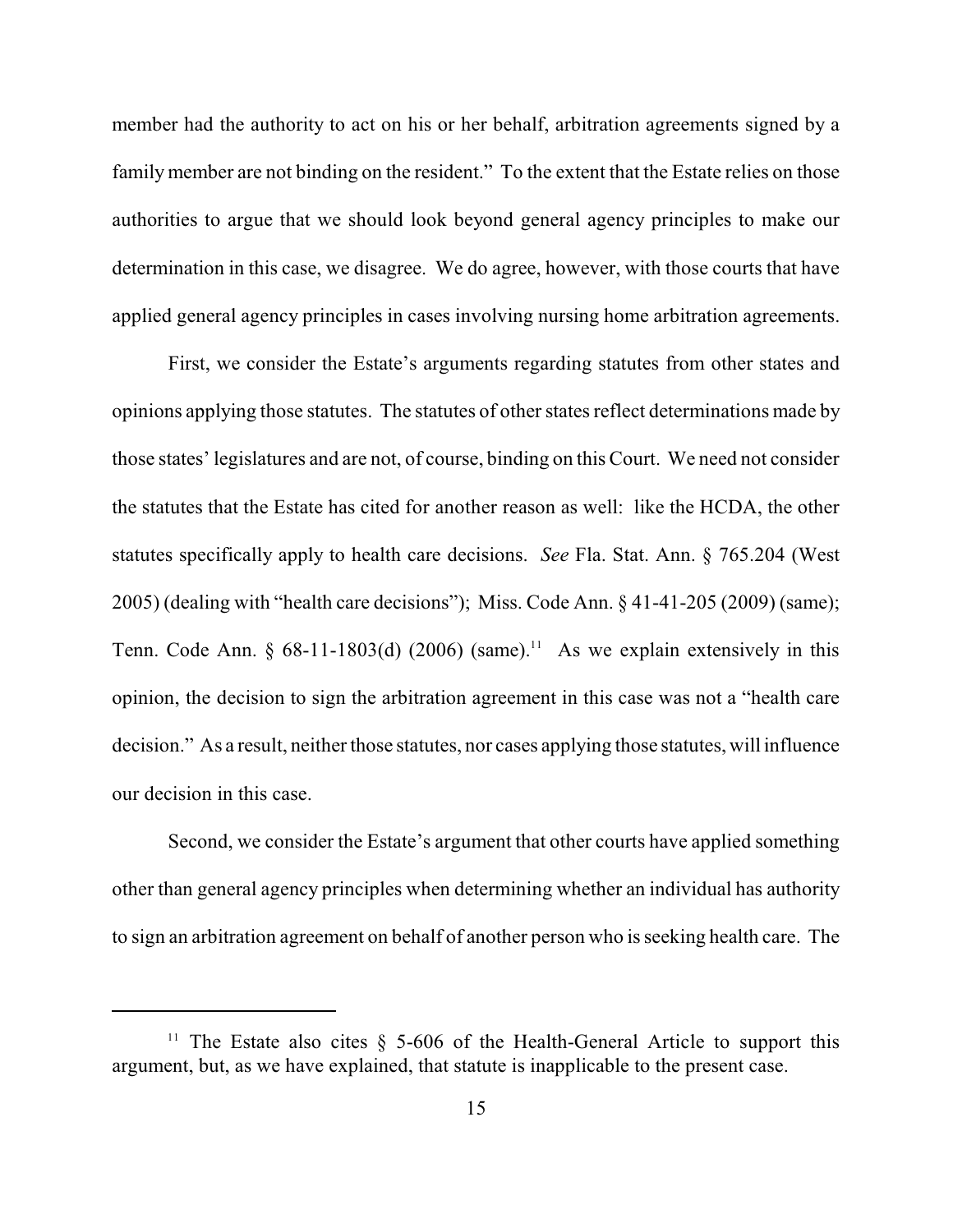member had the authority to act on his or her behalf, arbitration agreements signed by a family member are not binding on the resident." To the extent that the Estate relies on those authorities to argue that we should look beyond general agency principles to make our determination in this case, we disagree. We do agree, however, with those courts that have applied general agency principles in cases involving nursing home arbitration agreements.

First, we consider the Estate's arguments regarding statutes from other states and opinions applying those statutes. The statutes of other states reflect determinations made by those states' legislatures and are not, of course, binding on this Court. We need not consider the statutes that the Estate has cited for another reason as well: like the HCDA, the other statutes specifically apply to health care decisions. *See* Fla. Stat. Ann. § 765.204 (West 2005) (dealing with "health care decisions"); Miss. Code Ann. § 41-41-205 (2009) (same); Tenn. Code Ann. § 68-11-1803(d) (2006) (same).[11] As we explain extensively in this opinion, the decision to sign the arbitration agreement in this case was not a "health care decision." As a result, neither those statutes, nor cases applying those statutes, will influence our decision in this case.

Second, we consider the Estate's argument that other courts have applied something other than general agency principles when determining whether an individual has authority to sign an arbitration agreement on behalf of another person who is seeking health care. The

[11] The Estate also cites § 5-606 of the Health-General Article to support this argument, but, as we have explained, that statute is inapplicable to the present case.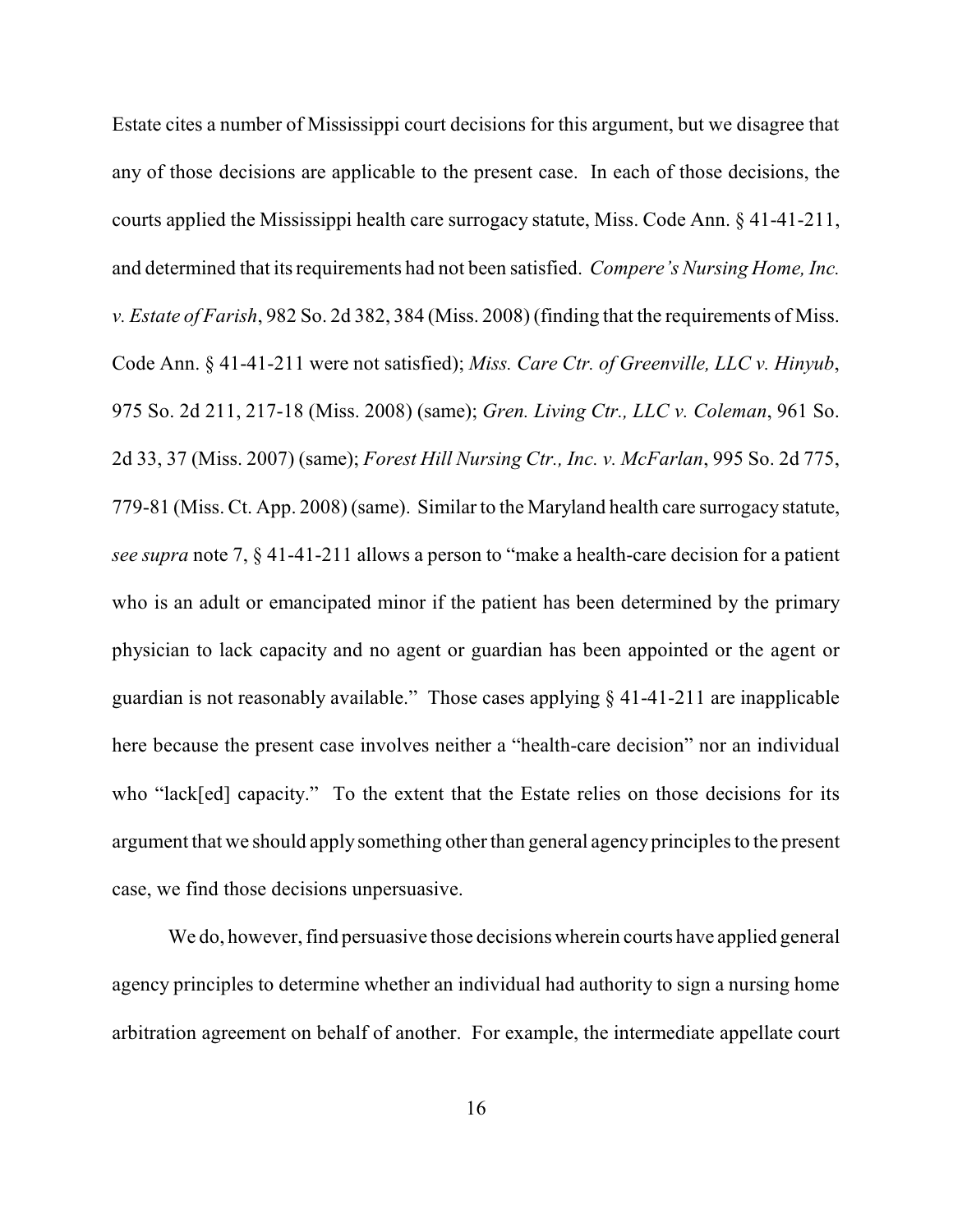Estate cites a number of Mississippi court decisions for this argument, but we disagree that any of those decisions are applicable to the present case. In each of those decisions, the courts applied the Mississippi health care surrogacy statute, Miss. Code Ann. § 41-41-211, and determined that its requirements had not been satisfied. *Compere's Nursing Home, Inc. v. Estate of Farish*, 982 So. 2d 382, 384 (Miss. 2008) (finding that the requirements of Miss. Code Ann. § 41-41-211 were not satisfied); *Miss. Care Ctr. of Greenville, LLC v. Hinyub*, 975 So. 2d 211, 217-18 (Miss. 2008) (same); *Gren. Living Ctr., LLC v. Coleman*, 961 So. 2d 33, 37 (Miss. 2007) (same); *Forest Hill Nursing Ctr., Inc. v. McFarlan*, 995 So. 2d 775, 779-81 (Miss. Ct. App. 2008) (same). Similar to the Maryland health care surrogacy statute, *see supra* note 7, § 41-41-211 allows a person to "make a health-care decision for a patient who is an adult or emancipated minor if the patient has been determined by the primary physician to lack capacity and no agent or guardian has been appointed or the agent or guardian is not reasonably available." Those cases applying § 41-41-211 are inapplicable here because the present case involves neither a "health-care decision" nor an individual who "lack[ed] capacity." To the extent that the Estate relies on those decisions for its argument that we should apply something other than general agency principles to the present case, we find those decisions unpersuasive.

We do, however, find persuasive those decisions wherein courts have applied general agency principles to determine whether an individual had authority to sign a nursing home arbitration agreement on behalf of another. For example, the intermediate appellate court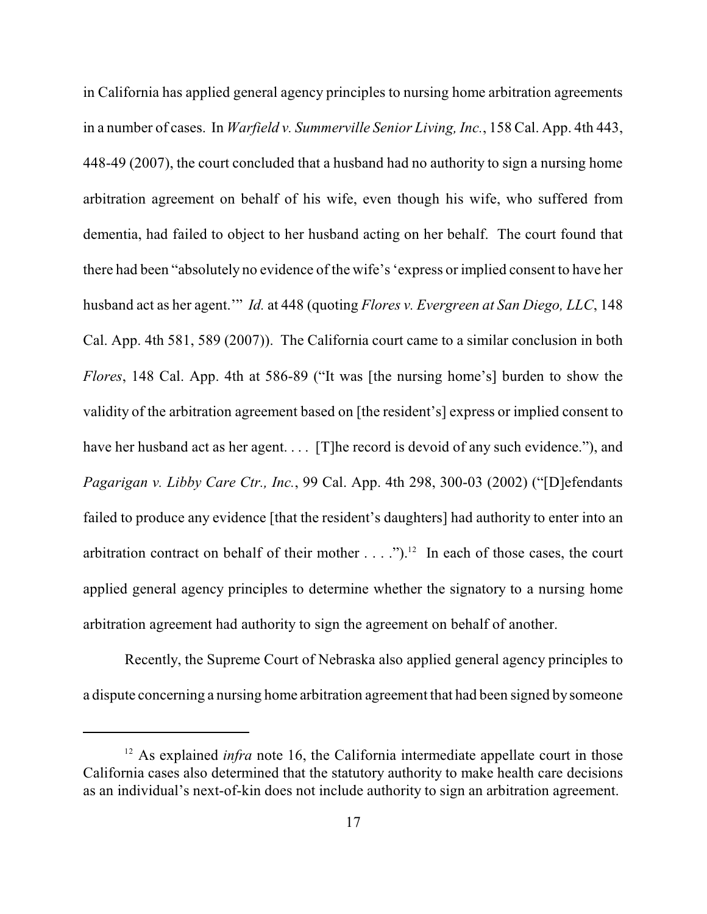in California has applied general agency principles to nursing home arbitration agreements in a number of cases. In *Warfield v. Summerville Senior Living, Inc.*, 158 Cal. App. 4th 443, 448-49 (2007), the court concluded that a husband had no authority to sign a nursing home arbitration agreement on behalf of his wife, even though his wife, who suffered from dementia, had failed to object to her husband acting on her behalf. The court found that there had been "absolutely no evidence of the wife's 'express or implied consent to have her husband act as her agent.'" *Id.* at 448 (quoting *Flores v. Evergreen at San Diego, LLC*, 148 Cal. App. 4th 581, 589 (2007)). The California court came to a similar conclusion in both *Flores*, 148 Cal. App. 4th at 586-89 ("It was [the nursing home's] burden to show the validity of the arbitration agreement based on [the resident's] express or implied consent to have her husband act as her agent. . . . [T]he record is devoid of any such evidence."), and *Pagarigan v. Libby Care Ctr., Inc.*, 99 Cal. App. 4th 298, 300-03 (2002) ("[D]efendants failed to produce any evidence [that the resident's daughters] had authority to enter into an arbitration contract on behalf of their mother . . . .").[12] In each of those cases, the court applied general agency principles to determine whether the signatory to a nursing home arbitration agreement had authority to sign the agreement on behalf of another.

Recently, the Supreme Court of Nebraska also applied general agency principles to a dispute concerning a nursing home arbitration agreement that had been signed by someone

[12] As explained *infra* note 16, the California intermediate appellate court in those California cases also determined that the statutory authority to make health care decisions as an individual's next-of-kin does not include authority to sign an arbitration agreement.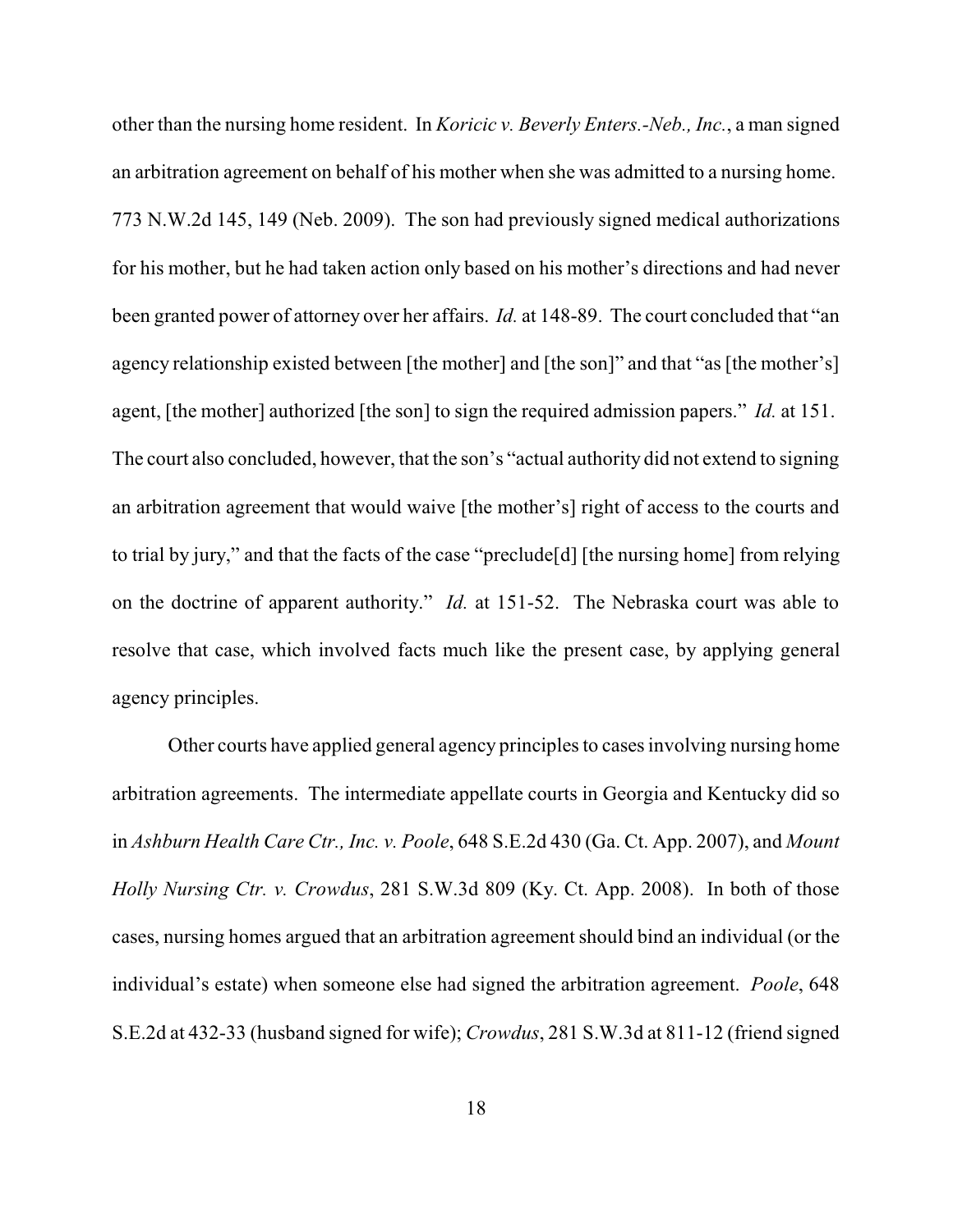other than the nursing home resident. In *Koricic v. Beverly Enters.-Neb., Inc.*, a man signed an arbitration agreement on behalf of his mother when she was admitted to a nursing home. 773 N.W.2d 145, 149 (Neb. 2009). The son had previously signed medical authorizations for his mother, but he had taken action only based on his mother's directions and had never been granted power of attorney over her affairs. *Id.* at 148-89. The court concluded that "an agency relationship existed between [the mother] and [the son]" and that "as [the mother's] agent, [the mother] authorized [the son] to sign the required admission papers." *Id.* at 151. The court also concluded, however, that the son's "actual authority did not extend to signing an arbitration agreement that would waive [the mother's] right of access to the courts and to trial by jury," and that the facts of the case "preclude[d] [the nursing home] from relying on the doctrine of apparent authority." *Id.* at 151-52. The Nebraska court was able to resolve that case, which involved facts much like the present case, by applying general agency principles.

Other courts have applied general agency principles to cases involving nursing home arbitration agreements. The intermediate appellate courts in Georgia and Kentucky did so in *Ashburn Health Care Ctr., Inc. v. Poole*, 648 S.E.2d 430 (Ga. Ct. App. 2007), and *Mount Holly Nursing Ctr. v. Crowdus*, 281 S.W.3d 809 (Ky. Ct. App. 2008). In both of those cases, nursing homes argued that an arbitration agreement should bind an individual (or the individual's estate) when someone else had signed the arbitration agreement. *Poole*, 648 S.E.2d at 432-33 (husband signed for wife); *Crowdus*, 281 S.W.3d at 811-12 (friend signed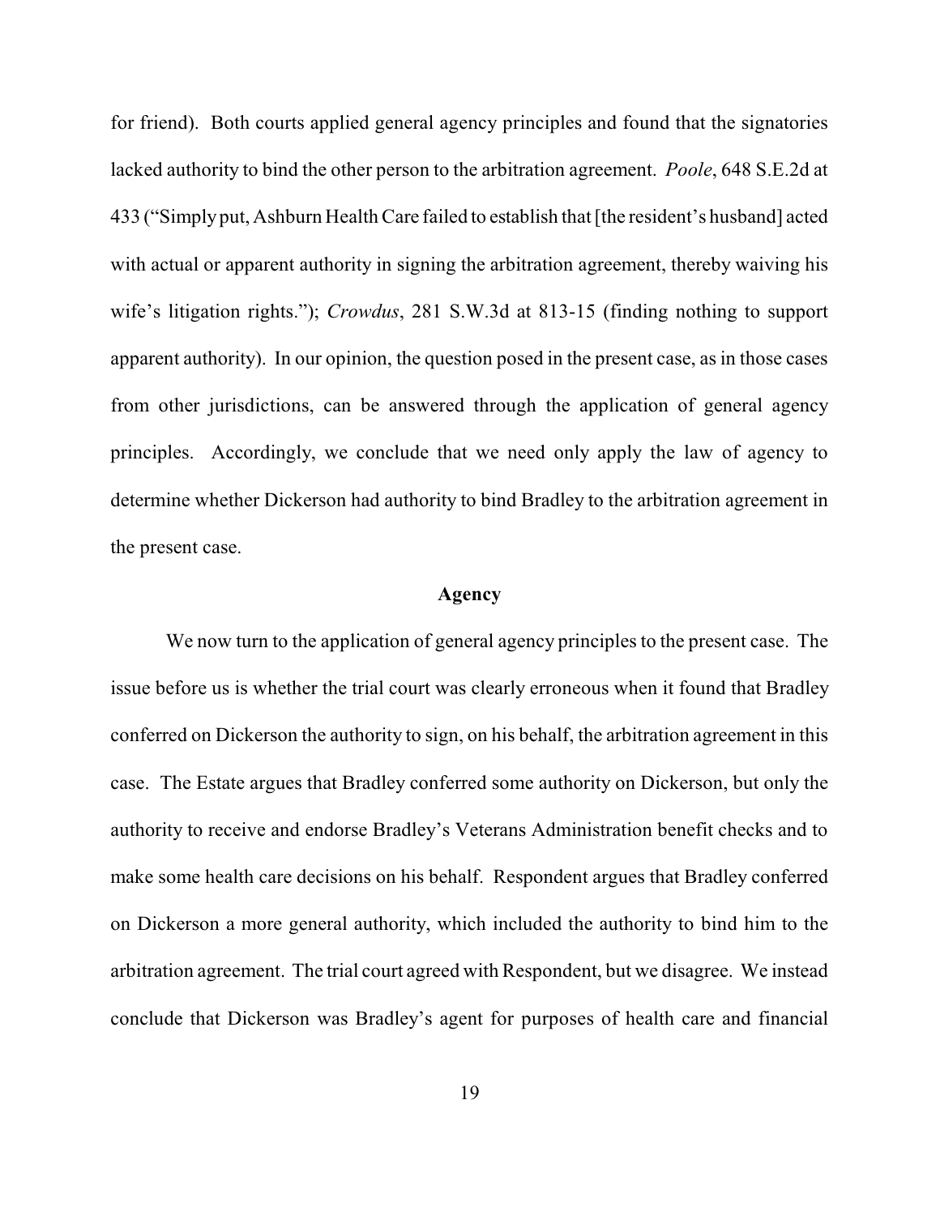for friend). Both courts applied general agency principles and found that the signatories lacked authority to bind the other person to the arbitration agreement. *Poole*, 648 S.E.2d at 433 ("Simply put, Ashburn Health Care failed to establish that [the resident's husband] acted with actual or apparent authority in signing the arbitration agreement, thereby waiving his wife's litigation rights."); *Crowdus*, 281 S.W.3d at 813-15 (finding nothing to support apparent authority). In our opinion, the question posed in the present case, as in those cases from other jurisdictions, can be answered through the application of general agency principles. Accordingly, we conclude that we need only apply the law of agency to determine whether Dickerson had authority to bind Bradley to the arbitration agreement in the present case.

## Agency

We now turn to the application of general agency principles to the present case. The issue before us is whether the trial court was clearly erroneous when it found that Bradley conferred on Dickerson the authority to sign, on his behalf, the arbitration agreement in this case. The Estate argues that Bradley conferred some authority on Dickerson, but only the authority to receive and endorse Bradley's Veterans Administration benefit checks and to make some health care decisions on his behalf. Respondent argues that Bradley conferred on Dickerson a more general authority, which included the authority to bind him to the arbitration agreement. The trial court agreed with Respondent, but we disagree. We instead conclude that Dickerson was Bradley's agent for purposes of health care and financial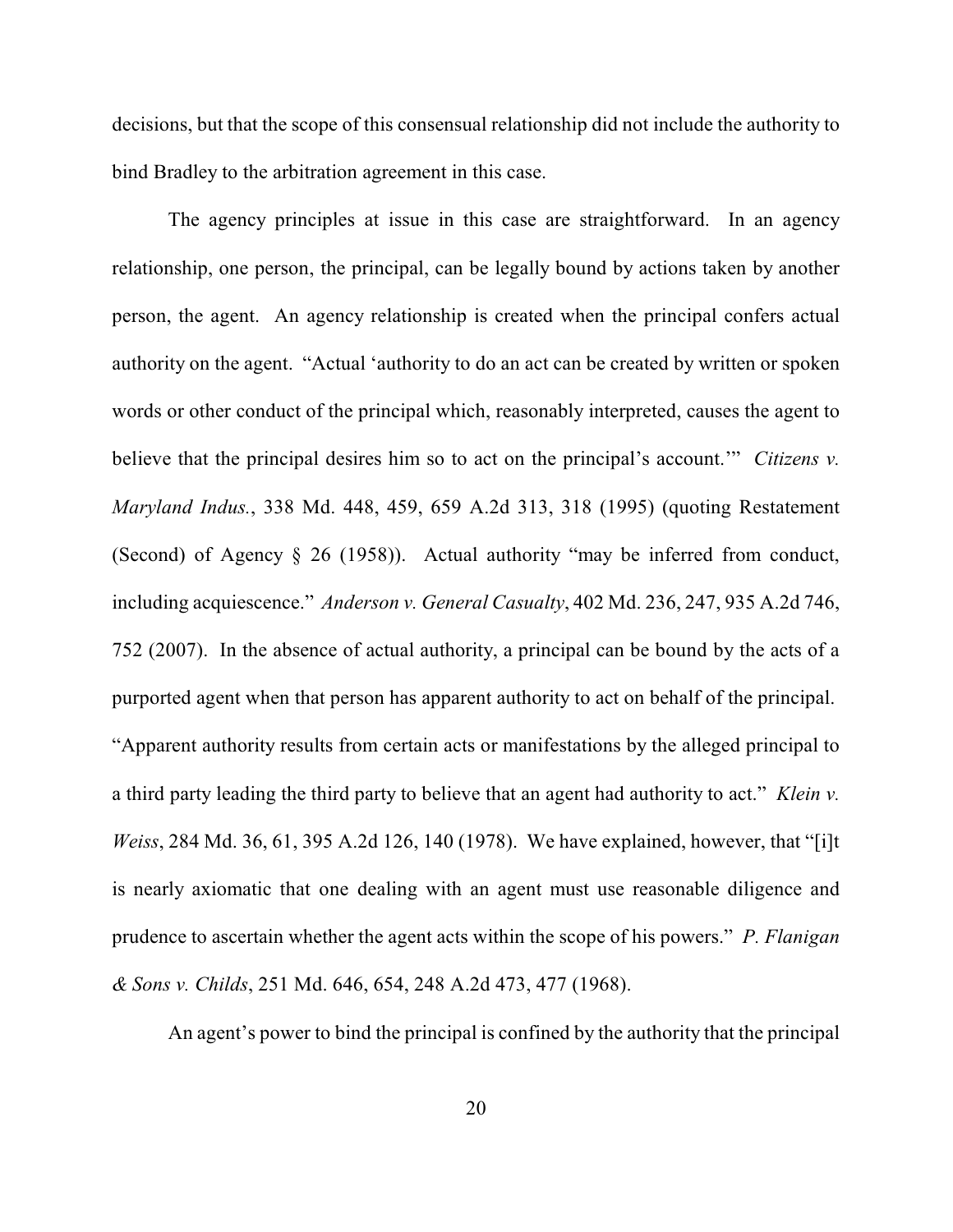decisions, but that the scope of this consensual relationship did not include the authority to bind Bradley to the arbitration agreement in this case.

The agency principles at issue in this case are straightforward. In an agency relationship, one person, the principal, can be legally bound by actions taken by another person, the agent. An agency relationship is created when the principal confers actual authority on the agent. "Actual 'authority to do an act can be created by written or spoken words or other conduct of the principal which, reasonably interpreted, causes the agent to believe that the principal desires him so to act on the principal's account.'" *Citizens v. Maryland Indus.*, 338 Md. 448, 459, 659 A.2d 313, 318 (1995) (quoting Restatement (Second) of Agency § 26 (1958)). Actual authority "may be inferred from conduct, including acquiescence." *Anderson v. General Casualty*, 402 Md. 236, 247, 935 A.2d 746, 752 (2007). In the absence of actual authority, a principal can be bound by the acts of a purported agent when that person has apparent authority to act on behalf of the principal. "Apparent authority results from certain acts or manifestations by the alleged principal to a third party leading the third party to believe that an agent had authority to act." *Klein v. Weiss*, 284 Md. 36, 61, 395 A.2d 126, 140 (1978). We have explained, however, that "[i]t is nearly axiomatic that one dealing with an agent must use reasonable diligence and prudence to ascertain whether the agent acts within the scope of his powers." *P. Flanigan & Sons v. Childs*, 251 Md. 646, 654, 248 A.2d 473, 477 (1968).

An agent's power to bind the principal is confined by the authority that the principal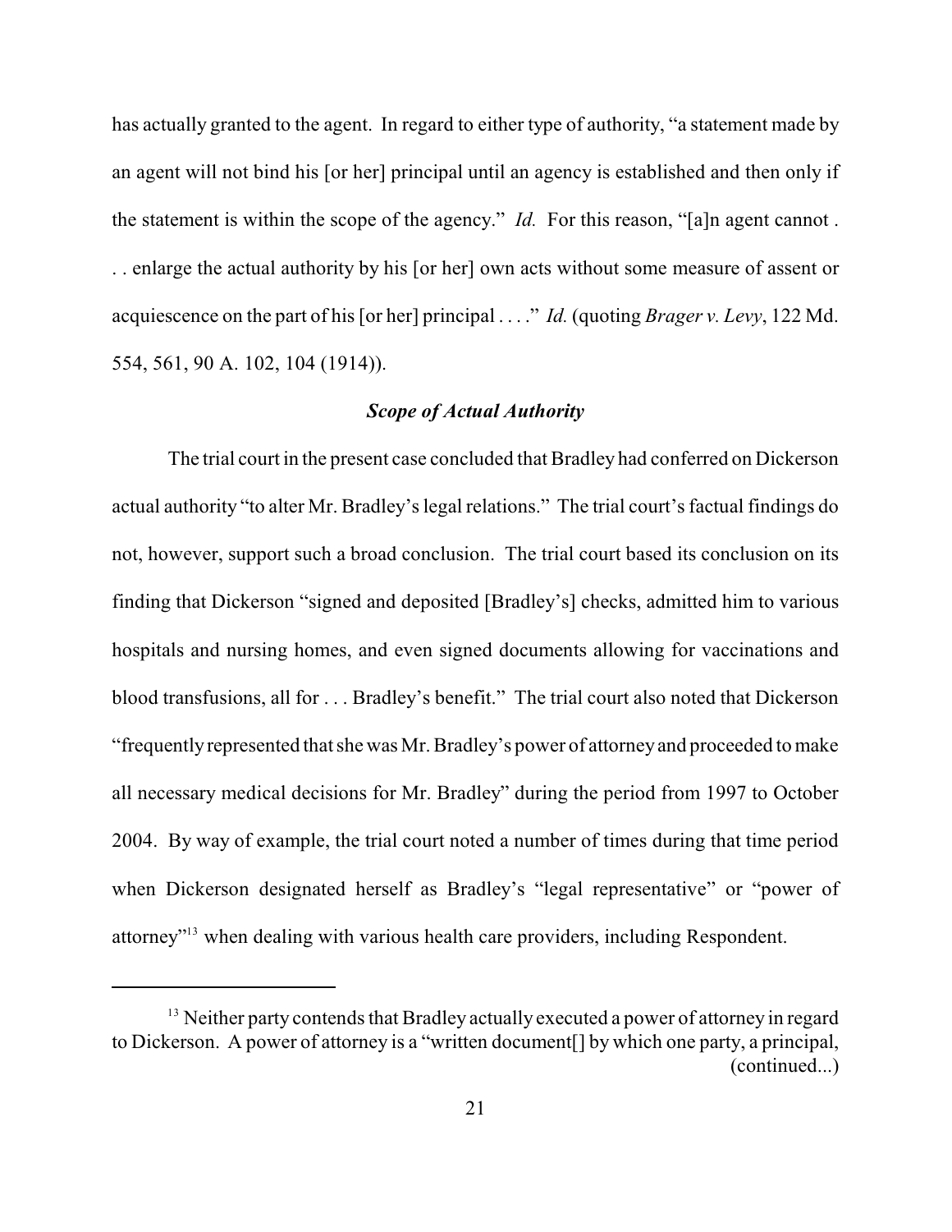has actually granted to the agent. In regard to either type of authority, "a statement made by an agent will not bind his [or her] principal until an agency is established and then only if the statement is within the scope of the agency." *Id.* For this reason, "[a]n agent cannot . . . enlarge the actual authority by his [or her] own acts without some measure of assent or acquiescence on the part of his [or her] principal . . . ." *Id.* (quoting *Brager v. Levy*, 122 Md. 554, 561, 90 A. 102, 104 (1914)).

### *Scope of Actual Authority*

The trial court in the present case concluded that Bradley had conferred on Dickerson actual authority "to alter Mr. Bradley's legal relations." The trial court's factual findings do not, however, support such a broad conclusion. The trial court based its conclusion on its finding that Dickerson "signed and deposited [Bradley's] checks, admitted him to various hospitals and nursing homes, and even signed documents allowing for vaccinations and blood transfusions, all for . . . Bradley's benefit." The trial court also noted that Dickerson "frequently represented that she was Mr. Bradley's power of attorney and proceeded to make all necessary medical decisions for Mr. Bradley" during the period from 1997 to October 2004. By way of example, the trial court noted a number of times during that time period when Dickerson designated herself as Bradley's "legal representative" or "power of attorney"[13] when dealing with various health care providers, including Respondent.

---

[13] Neither party contends that Bradley actually executed a power of attorney in regard to Dickerson. A power of attorney is a "written document[] by which one party, a principal, (continued...)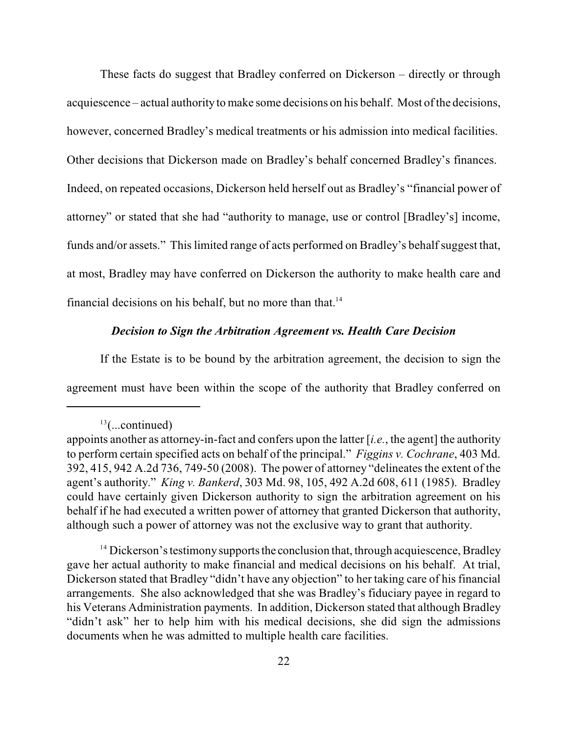These facts do suggest that Bradley conferred on Dickerson – directly or through acquiescence – actual authority to make some decisions on his behalf. Most of the decisions, however, concerned Bradley's medical treatments or his admission into medical facilities. Other decisions that Dickerson made on Bradley's behalf concerned Bradley's finances. Indeed, on repeated occasions, Dickerson held herself out as Bradley's "financial power of attorney" or stated that she had "authority to manage, use or control [Bradley's] income, funds and/or assets." This limited range of acts performed on Bradley's behalf suggest that, at most, Bradley may have conferred on Dickerson the authority to make health care and financial decisions on his behalf, but no more than that.[14]

***Decision to Sign the Arbitration Agreement vs. Health Care Decision***

If the Estate is to be bound by the arbitration agreement, the decision to sign the agreement must have been within the scope of the authority that Bradley conferred on

---

[13](...continued)
appoints another as attorney-in-fact and confers upon the latter [*i.e.*, the agent] the authority to perform certain specified acts on behalf of the principal." *Figgins v. Cochrane*, 403 Md. 392, 415, 942 A.2d 736, 749-50 (2008). The power of attorney "delineates the extent of the agent's authority." *King v. Bankerd*, 303 Md. 98, 105, 492 A.2d 608, 611 (1985). Bradley could have certainly given Dickerson authority to sign the arbitration agreement on his behalf if he had executed a written power of attorney that granted Dickerson that authority, although such a power of attorney was not the exclusive way to grant that authority.

[14] Dickerson's testimony supports the conclusion that, through acquiescence, Bradley gave her actual authority to make financial and medical decisions on his behalf. At trial, Dickerson stated that Bradley "didn't have any objection" to her taking care of his financial arrangements. She also acknowledged that she was Bradley's fiduciary payee in regard to his Veterans Administration payments. In addition, Dickerson stated that although Bradley "didn't ask" her to help him with his medical decisions, she did sign the admissions documents when he was admitted to multiple health care facilities.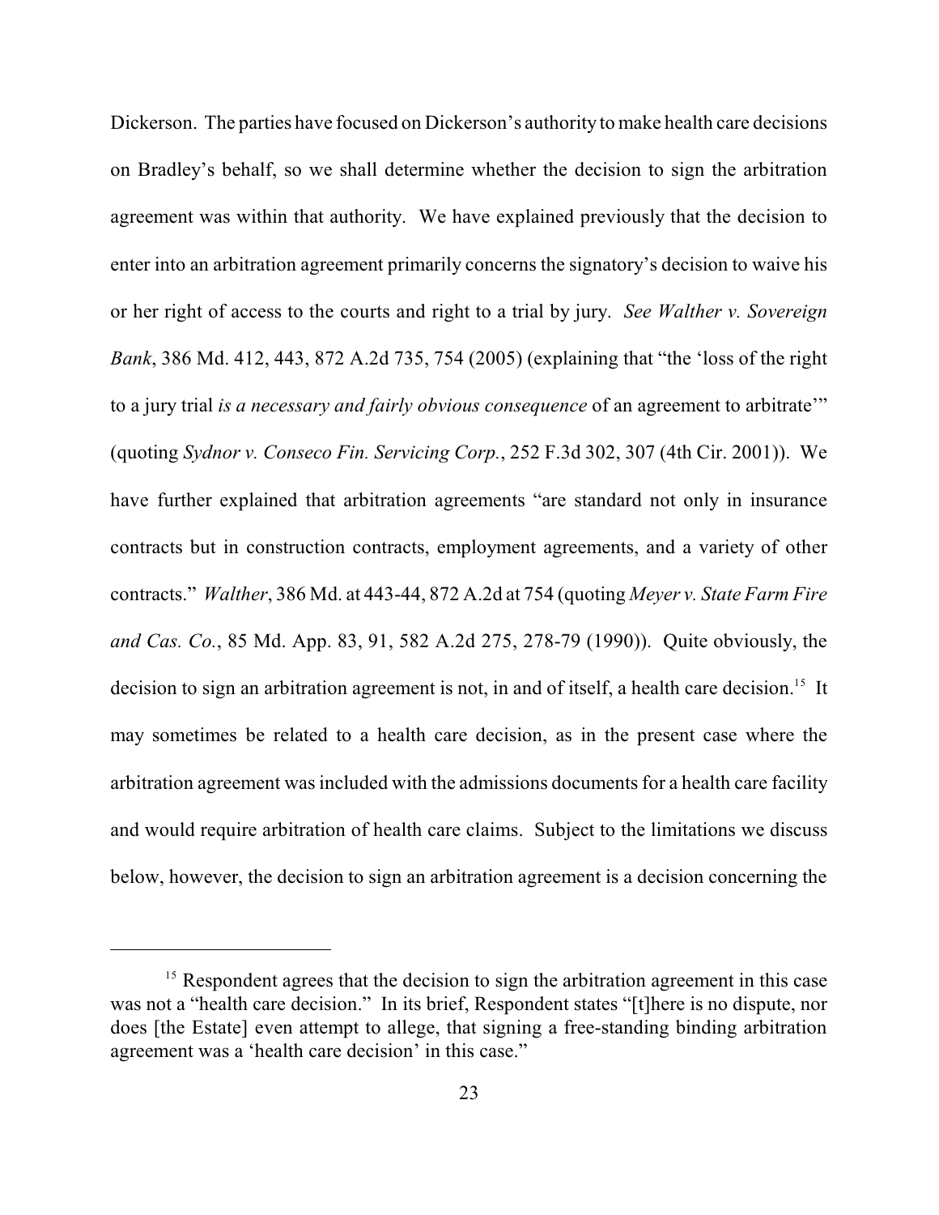Dickerson. The parties have focused on Dickerson's authority to make health care decisions on Bradley's behalf, so we shall determine whether the decision to sign the arbitration agreement was within that authority. We have explained previously that the decision to enter into an arbitration agreement primarily concerns the signatory's decision to waive his or her right of access to the courts and right to a trial by jury. *See Walther v. Sovereign Bank*, 386 Md. 412, 443, 872 A.2d 735, 754 (2005) (explaining that "the 'loss of the right to a jury trial *is a necessary and fairly obvious consequence* of an agreement to arbitrate'" (quoting *Sydnor v. Conseco Fin. Servicing Corp.*, 252 F.3d 302, 307 (4th Cir. 2001)). We have further explained that arbitration agreements "are standard not only in insurance contracts but in construction contracts, employment agreements, and a variety of other contracts." *Walther*, 386 Md. at 443-44, 872 A.2d at 754 (quoting *Meyer v. State Farm Fire and Cas. Co.*, 85 Md. App. 83, 91, 582 A.2d 275, 278-79 (1990)). Quite obviously, the decision to sign an arbitration agreement is not, in and of itself, a health care decision.[15] It may sometimes be related to a health care decision, as in the present case where the arbitration agreement was included with the admissions documents for a health care facility and would require arbitration of health care claims. Subject to the limitations we discuss below, however, the decision to sign an arbitration agreement is a decision concerning the

[15] Respondent agrees that the decision to sign the arbitration agreement in this case was not a "health care decision." In its brief, Respondent states "[t]here is no dispute, nor does [the Estate] even attempt to allege, that signing a free-standing binding arbitration agreement was a 'health care decision' in this case."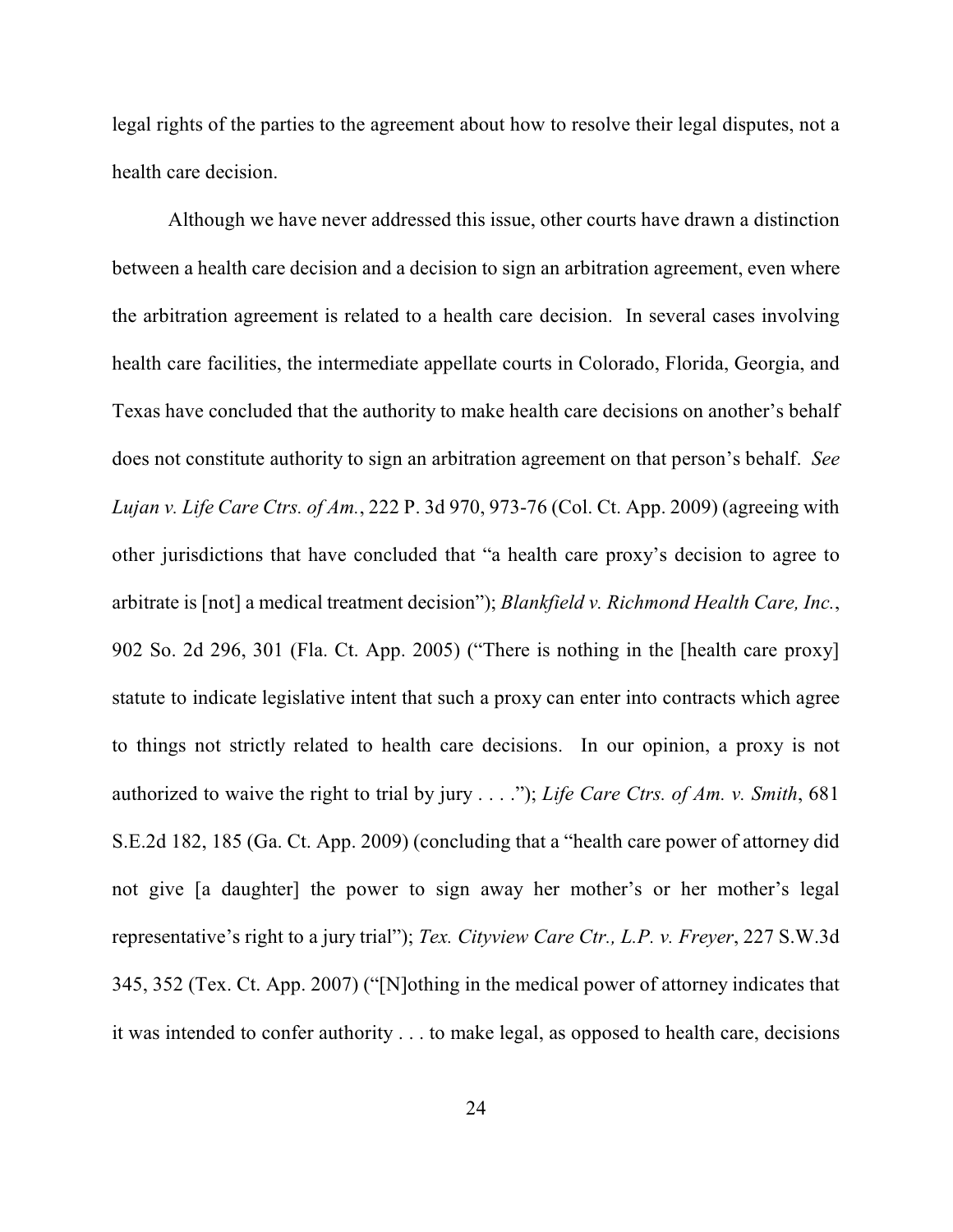legal rights of the parties to the agreement about how to resolve their legal disputes, not a health care decision.

Although we have never addressed this issue, other courts have drawn a distinction between a health care decision and a decision to sign an arbitration agreement, even where the arbitration agreement is related to a health care decision. In several cases involving health care facilities, the intermediate appellate courts in Colorado, Florida, Georgia, and Texas have concluded that the authority to make health care decisions on another's behalf does not constitute authority to sign an arbitration agreement on that person's behalf. *See Lujan v. Life Care Ctrs. of Am.*, 222 P. 3d 970, 973-76 (Col. Ct. App. 2009) (agreeing with other jurisdictions that have concluded that "a health care proxy's decision to agree to arbitrate is [not] a medical treatment decision"); *Blankfield v. Richmond Health Care, Inc.*, 902 So. 2d 296, 301 (Fla. Ct. App. 2005) ("There is nothing in the [health care proxy] statute to indicate legislative intent that such a proxy can enter into contracts which agree to things not strictly related to health care decisions. In our opinion, a proxy is not authorized to waive the right to trial by jury . . . ."); *Life Care Ctrs. of Am. v. Smith*, 681 S.E.2d 182, 185 (Ga. Ct. App. 2009) (concluding that a "health care power of attorney did not give [a daughter] the power to sign away her mother's or her mother's legal representative's right to a jury trial"); *Tex. Cityview Care Ctr., L.P. v. Freyer*, 227 S.W.3d 345, 352 (Tex. Ct. App. 2007) ("[N]othing in the medical power of attorney indicates that it was intended to confer authority . . . to make legal, as opposed to health care, decisions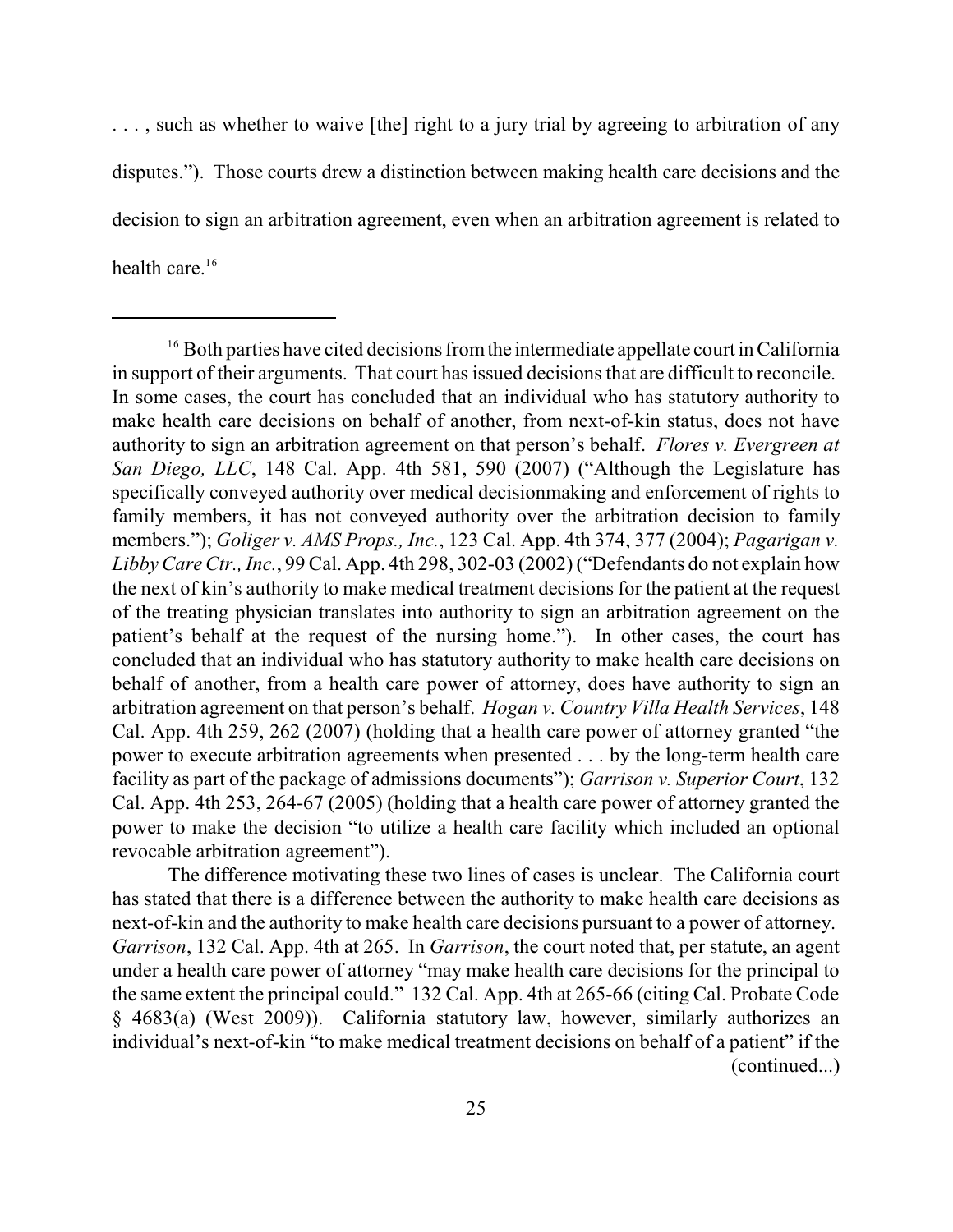. . . , such as whether to waive [the] right to a jury trial by agreeing to arbitration of any disputes."). Those courts drew a distinction between making health care decisions and the decision to sign an arbitration agreement, even when an arbitration agreement is related to health care.[16]

---

[16] Both parties have cited decisions from the intermediate appellate court in California in support of their arguments. That court has issued decisions that are difficult to reconcile. In some cases, the court has concluded that an individual who has statutory authority to make health care decisions on behalf of another, from next-of-kin status, does not have authority to sign an arbitration agreement on that person's behalf. *Flores v. Evergreen at San Diego, LLC*, 148 Cal. App. 4th 581, 590 (2007) ("Although the Legislature has specifically conveyed authority over medical decisionmaking and enforcement of rights to family members, it has not conveyed authority over the arbitration decision to family members."); *Goliger v. AMS Props., Inc.*, 123 Cal. App. 4th 374, 377 (2004); *Pagarigan v. Libby Care Ctr., Inc.*, 99 Cal. App. 4th 298, 302-03 (2002) ("Defendants do not explain how the next of kin's authority to make medical treatment decisions for the patient at the request of the treating physician translates into authority to sign an arbitration agreement on the patient's behalf at the request of the nursing home."). In other cases, the court has concluded that an individual who has statutory authority to make health care decisions on behalf of another, from a health care power of attorney, does have authority to sign an arbitration agreement on that person's behalf. *Hogan v. Country Villa Health Services*, 148 Cal. App. 4th 259, 262 (2007) (holding that a health care power of attorney granted "the power to execute arbitration agreements when presented . . . by the long-term health care facility as part of the package of admissions documents"); *Garrison v. Superior Court*, 132 Cal. App. 4th 253, 264-67 (2005) (holding that a health care power of attorney granted the power to make the decision "to utilize a health care facility which included an optional revocable arbitration agreement").

The difference motivating these two lines of cases is unclear. The California court has stated that there is a difference between the authority to make health care decisions as next-of-kin and the authority to make health care decisions pursuant to a power of attorney. *Garrison*, 132 Cal. App. 4th at 265. In *Garrison*, the court noted that, per statute, an agent under a health care power of attorney "may make health care decisions for the principal to the same extent the principal could." 132 Cal. App. 4th at 265-66 (citing Cal. Probate Code § 4683(a) (West 2009)). California statutory law, however, similarly authorizes an individual's next-of-kin "to make medical treatment decisions on behalf of a patient" if the (continued...)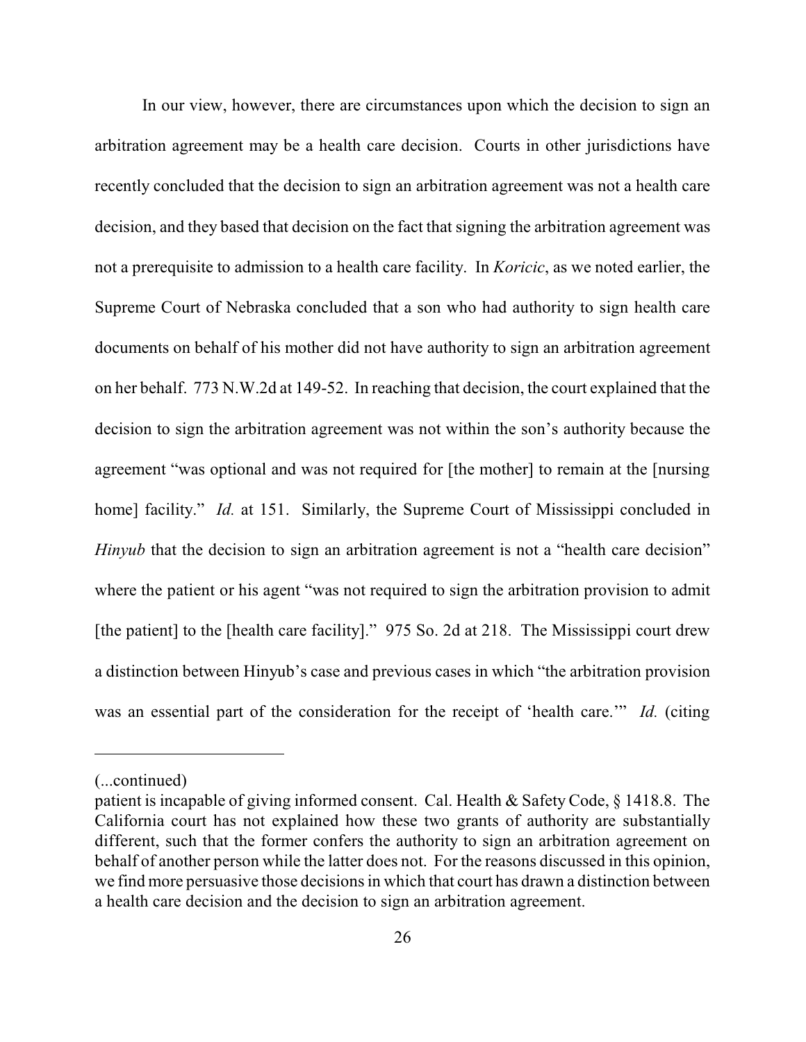In our view, however, there are circumstances upon which the decision to sign an arbitration agreement may be a health care decision. Courts in other jurisdictions have recently concluded that the decision to sign an arbitration agreement was not a health care decision, and they based that decision on the fact that signing the arbitration agreement was not a prerequisite to admission to a health care facility. In *Koricic*, as we noted earlier, the Supreme Court of Nebraska concluded that a son who had authority to sign health care documents on behalf of his mother did not have authority to sign an arbitration agreement on her behalf. 773 N.W.2d at 149-52. In reaching that decision, the court explained that the decision to sign the arbitration agreement was not within the son's authority because the agreement "was optional and was not required for [the mother] to remain at the [nursing home] facility." *Id.* at 151. Similarly, the Supreme Court of Mississippi concluded in *Hinyub* that the decision to sign an arbitration agreement is not a "health care decision" where the patient or his agent "was not required to sign the arbitration provision to admit [the patient] to the [health care facility]." 975 So. 2d at 218. The Mississippi court drew a distinction between Hinyub's case and previous cases in which "the arbitration provision was an essential part of the consideration for the receipt of 'health care.'" *Id.* (citing

---

(...continued)

patient is incapable of giving informed consent. Cal. Health & Safety Code, § 1418.8. The California court has not explained how these two grants of authority are substantially different, such that the former confers the authority to sign an arbitration agreement on behalf of another person while the latter does not. For the reasons discussed in this opinion, we find more persuasive those decisions in which that court has drawn a distinction between a health care decision and the decision to sign an arbitration agreement.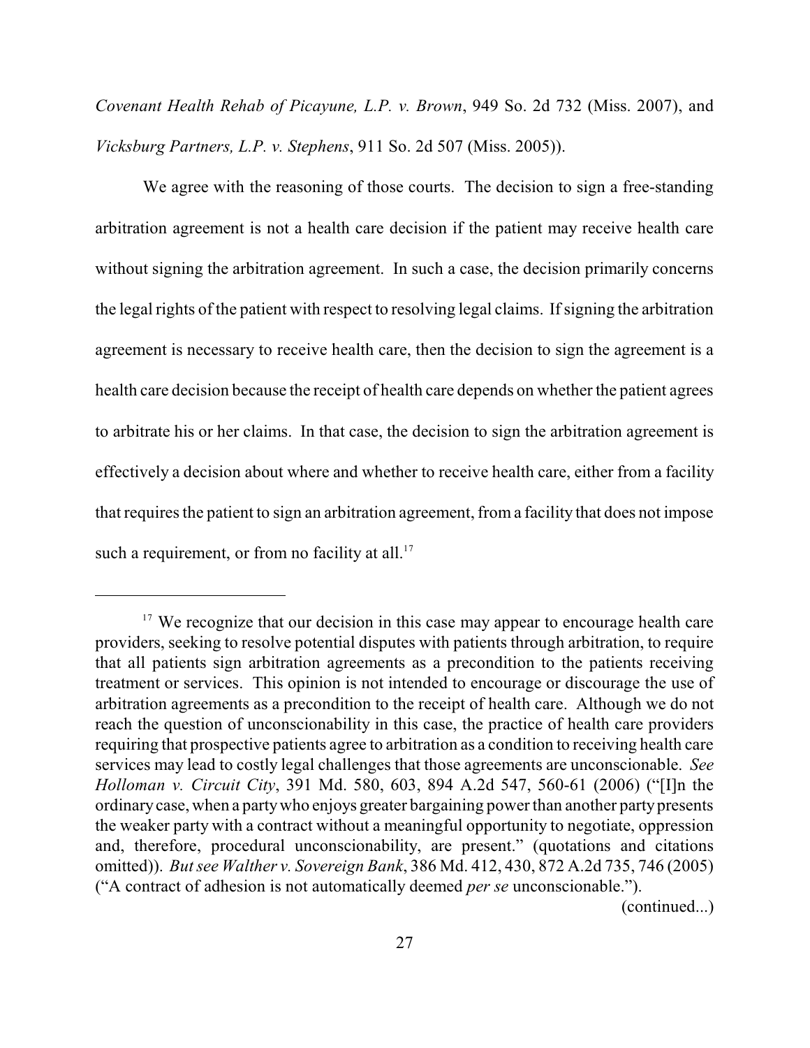*Covenant Health Rehab of Picayune, L.P. v. Brown*, 949 So. 2d 732 (Miss. 2007), and *Vicksburg Partners, L.P. v. Stephens*, 911 So. 2d 507 (Miss. 2005)).

We agree with the reasoning of those courts. The decision to sign a free-standing arbitration agreement is not a health care decision if the patient may receive health care without signing the arbitration agreement. In such a case, the decision primarily concerns the legal rights of the patient with respect to resolving legal claims. If signing the arbitration agreement is necessary to receive health care, then the decision to sign the agreement is a health care decision because the receipt of health care depends on whether the patient agrees to arbitrate his or her claims. In that case, the decision to sign the arbitration agreement is effectively a decision about where and whether to receive health care, either from a facility that requires the patient to sign an arbitration agreement, from a facility that does not impose such a requirement, or from no facility at all.[17]

---

[17] We recognize that our decision in this case may appear to encourage health care providers, seeking to resolve potential disputes with patients through arbitration, to require that all patients sign arbitration agreements as a precondition to the patients receiving treatment or services. This opinion is not intended to encourage or discourage the use of arbitration agreements as a precondition to the receipt of health care. Although we do not reach the question of unconscionability in this case, the practice of health care providers requiring that prospective patients agree to arbitration as a condition to receiving health care services may lead to costly legal challenges that those agreements are unconscionable. *See Holloman v. Circuit City*, 391 Md. 580, 603, 894 A.2d 547, 560-61 (2006) ("[I]n the ordinary case, when a party who enjoys greater bargaining power than another party presents the weaker party with a contract without a meaningful opportunity to negotiate, oppression and, therefore, procedural unconscionability, are present." (quotations and citations omitted)). *But see Walther v. Sovereign Bank*, 386 Md. 412, 430, 872 A.2d 735, 746 (2005) ("A contract of adhesion is not automatically deemed *per se* unconscionable.").

(continued...)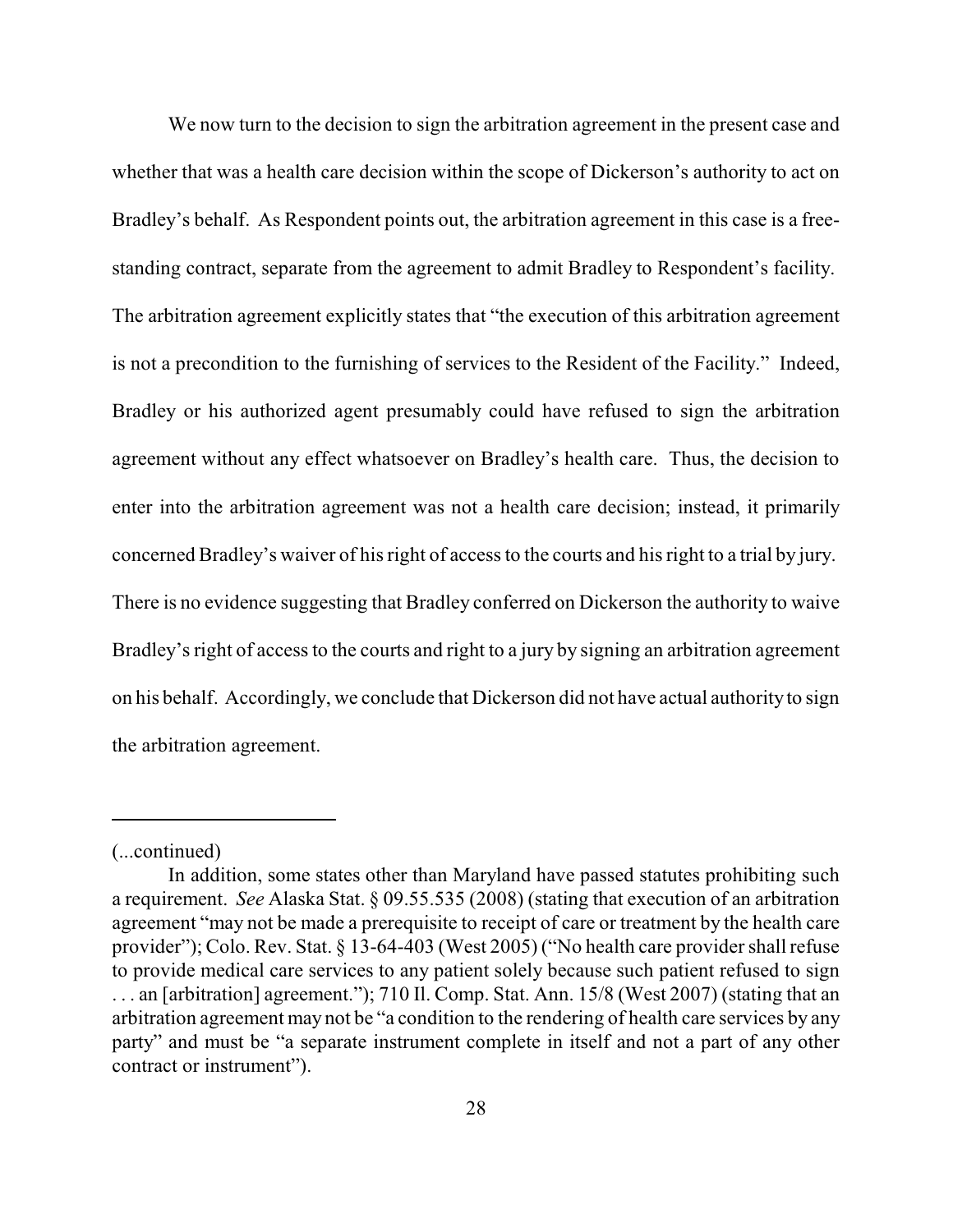We now turn to the decision to sign the arbitration agreement in the present case and whether that was a health care decision within the scope of Dickerson's authority to act on Bradley's behalf. As Respondent points out, the arbitration agreement in this case is a free-standing contract, separate from the agreement to admit Bradley to Respondent's facility. The arbitration agreement explicitly states that "the execution of this arbitration agreement is not a precondition to the furnishing of services to the Resident of the Facility." Indeed, Bradley or his authorized agent presumably could have refused to sign the arbitration agreement without any effect whatsoever on Bradley's health care. Thus, the decision to enter into the arbitration agreement was not a health care decision; instead, it primarily concerned Bradley's waiver of his right of access to the courts and his right to a trial by jury. There is no evidence suggesting that Bradley conferred on Dickerson the authority to waive Bradley's right of access to the courts and right to a jury by signing an arbitration agreement on his behalf. Accordingly, we conclude that Dickerson did not have actual authority to sign the arbitration agreement.

---

(...continued)

In addition, some states other than Maryland have passed statutes prohibiting such a requirement. *See* Alaska Stat. § 09.55.535 (2008) (stating that execution of an arbitration agreement "may not be made a prerequisite to receipt of care or treatment by the health care provider"); Colo. Rev. Stat. § 13-64-403 (West 2005) ("No health care provider shall refuse to provide medical care services to any patient solely because such patient refused to sign . . . an [arbitration] agreement."); 710 Il. Comp. Stat. Ann. 15/8 (West 2007) (stating that an arbitration agreement may not be "a condition to the rendering of health care services by any party" and must be "a separate instrument complete in itself and not a part of any other contract or instrument").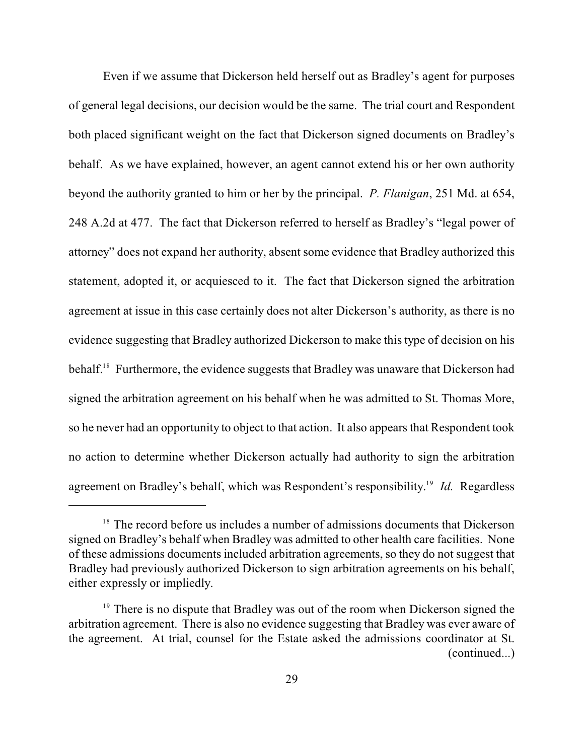Even if we assume that Dickerson held herself out as Bradley's agent for purposes of general legal decisions, our decision would be the same. The trial court and Respondent both placed significant weight on the fact that Dickerson signed documents on Bradley's behalf. As we have explained, however, an agent cannot extend his or her own authority beyond the authority granted to him or her by the principal. *P. Flanigan*, 251 Md. at 654, 248 A.2d at 477. The fact that Dickerson referred to herself as Bradley's "legal power of attorney" does not expand her authority, absent some evidence that Bradley authorized this statement, adopted it, or acquiesced to it. The fact that Dickerson signed the arbitration agreement at issue in this case certainly does not alter Dickerson's authority, as there is no evidence suggesting that Bradley authorized Dickerson to make this type of decision on his behalf.[18] Furthermore, the evidence suggests that Bradley was unaware that Dickerson had signed the arbitration agreement on his behalf when he was admitted to St. Thomas More, so he never had an opportunity to object to that action. It also appears that Respondent took no action to determine whether Dickerson actually had authority to sign the arbitration agreement on Bradley's behalf, which was Respondent's responsibility.[19] *Id.* Regardless

[18] The record before us includes a number of admissions documents that Dickerson signed on Bradley's behalf when Bradley was admitted to other health care facilities. None of these admissions documents included arbitration agreements, so they do not suggest that Bradley had previously authorized Dickerson to sign arbitration agreements on his behalf, either expressly or impliedly.

[19] There is no dispute that Bradley was out of the room when Dickerson signed the arbitration agreement. There is also no evidence suggesting that Bradley was ever aware of the agreement. At trial, counsel for the Estate asked the admissions coordinator at St. (continued...)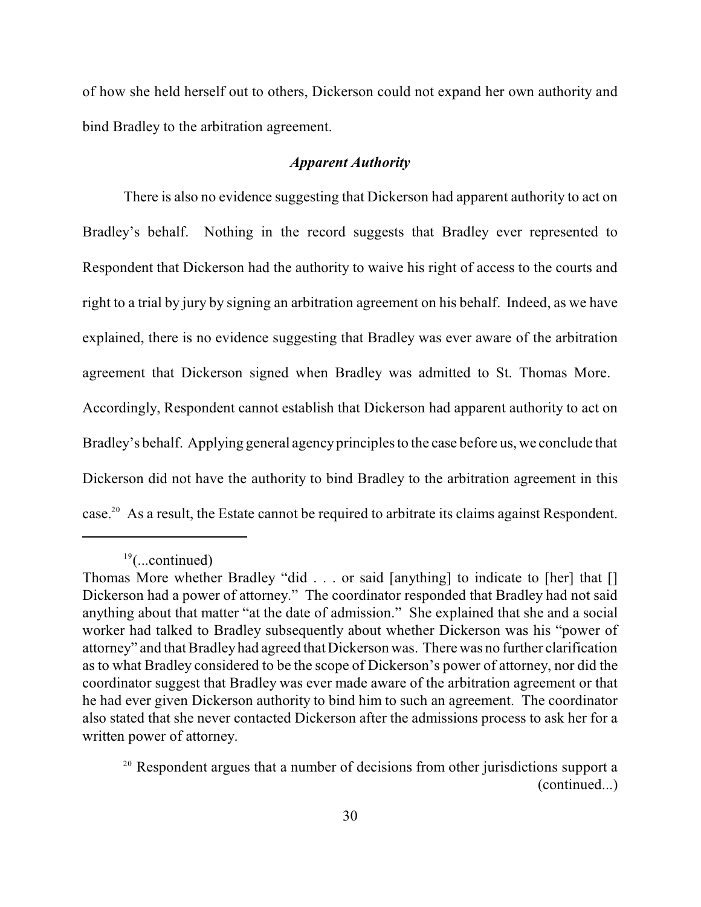of how she held herself out to others, Dickerson could not expand her own authority and bind Bradley to the arbitration agreement.

### *Apparent Authority*

There is also no evidence suggesting that Dickerson had apparent authority to act on Bradley's behalf. Nothing in the record suggests that Bradley ever represented to Respondent that Dickerson had the authority to waive his right of access to the courts and right to a trial by jury by signing an arbitration agreement on his behalf. Indeed, as we have explained, there is no evidence suggesting that Bradley was ever aware of the arbitration agreement that Dickerson signed when Bradley was admitted to St. Thomas More. Accordingly, Respondent cannot establish that Dickerson had apparent authority to act on Bradley's behalf. Applying general agency principles to the case before us, we conclude that Dickerson did not have the authority to bind Bradley to the arbitration agreement in this case.[20] As a result, the Estate cannot be required to arbitrate its claims against Respondent.

---

[19](...continued)
Thomas More whether Bradley "did . . . or said [anything] to indicate to [her] that [] Dickerson had a power of attorney." The coordinator responded that Bradley had not said anything about that matter "at the date of admission." She explained that she and a social worker had talked to Bradley subsequently about whether Dickerson was his "power of attorney" and that Bradley had agreed that Dickerson was. There was no further clarification as to what Bradley considered to be the scope of Dickerson's power of attorney, nor did the coordinator suggest that Bradley was ever made aware of the arbitration agreement or that he had ever given Dickerson authority to bind him to such an agreement. The coordinator also stated that she never contacted Dickerson after the admissions process to ask her for a written power of attorney.

[20] Respondent argues that a number of decisions from other jurisdictions support a (continued...)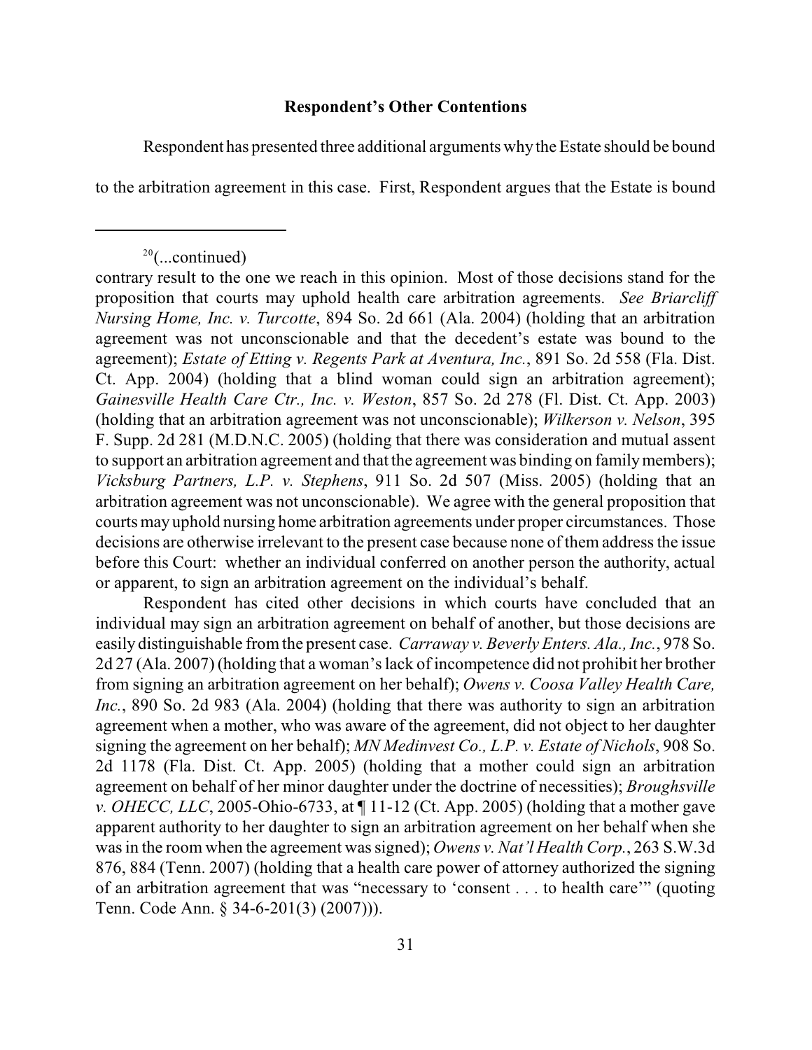**Respondent's Other Contentions**

Respondent has presented three additional arguments why the Estate should be bound to the arbitration agreement in this case. First, Respondent argues that the Estate is bound

---

[20](...continued)

contrary result to the one we reach in this opinion. Most of those decisions stand for the proposition that courts may uphold health care arbitration agreements. *See Briarcliff Nursing Home, Inc. v. Turcotte*, 894 So. 2d 661 (Ala. 2004) (holding that an arbitration agreement was not unconscionable and that the decedent's estate was bound to the agreement); *Estate of Etting v. Regents Park at Aventura, Inc.*, 891 So. 2d 558 (Fla. Dist. Ct. App. 2004) (holding that a blind woman could sign an arbitration agreement); *Gainesville Health Care Ctr., Inc. v. Weston*, 857 So. 2d 278 (Fl. Dist. Ct. App. 2003) (holding that an arbitration agreement was not unconscionable); *Wilkerson v. Nelson*, 395 F. Supp. 2d 281 (M.D.N.C. 2005) (holding that there was consideration and mutual assent to support an arbitration agreement and that the agreement was binding on family members); *Vicksburg Partners, L.P. v. Stephens*, 911 So. 2d 507 (Miss. 2005) (holding that an arbitration agreement was not unconscionable). We agree with the general proposition that courts may uphold nursing home arbitration agreements under proper circumstances. Those decisions are otherwise irrelevant to the present case because none of them address the issue before this Court: whether an individual conferred on another person the authority, actual or apparent, to sign an arbitration agreement on the individual's behalf.

Respondent has cited other decisions in which courts have concluded that an individual may sign an arbitration agreement on behalf of another, but those decisions are easily distinguishable from the present case. *Carraway v. Beverly Enters. Ala., Inc.*, 978 So. 2d 27 (Ala. 2007) (holding that a woman's lack of incompetence did not prohibit her brother from signing an arbitration agreement on her behalf); *Owens v. Coosa Valley Health Care, Inc.*, 890 So. 2d 983 (Ala. 2004) (holding that there was authority to sign an arbitration agreement when a mother, who was aware of the agreement, did not object to her daughter signing the agreement on her behalf); *MN Medinvest Co., L.P. v. Estate of Nichols*, 908 So. 2d 1178 (Fla. Dist. Ct. App. 2005) (holding that a mother could sign an arbitration agreement on behalf of her minor daughter under the doctrine of necessities); *Broughsville v. OHECC, LLC*, 2005-Ohio-6733, at ¶ 11-12 (Ct. App. 2005) (holding that a mother gave apparent authority to her daughter to sign an arbitration agreement on her behalf when she was in the room when the agreement was signed); *Owens v. Nat'l Health Corp.*, 263 S.W.3d 876, 884 (Tenn. 2007) (holding that a health care power of attorney authorized the signing of an arbitration agreement that was "necessary to 'consent . . . to health care'" (quoting Tenn. Code Ann. § 34-6-201(3) (2007))).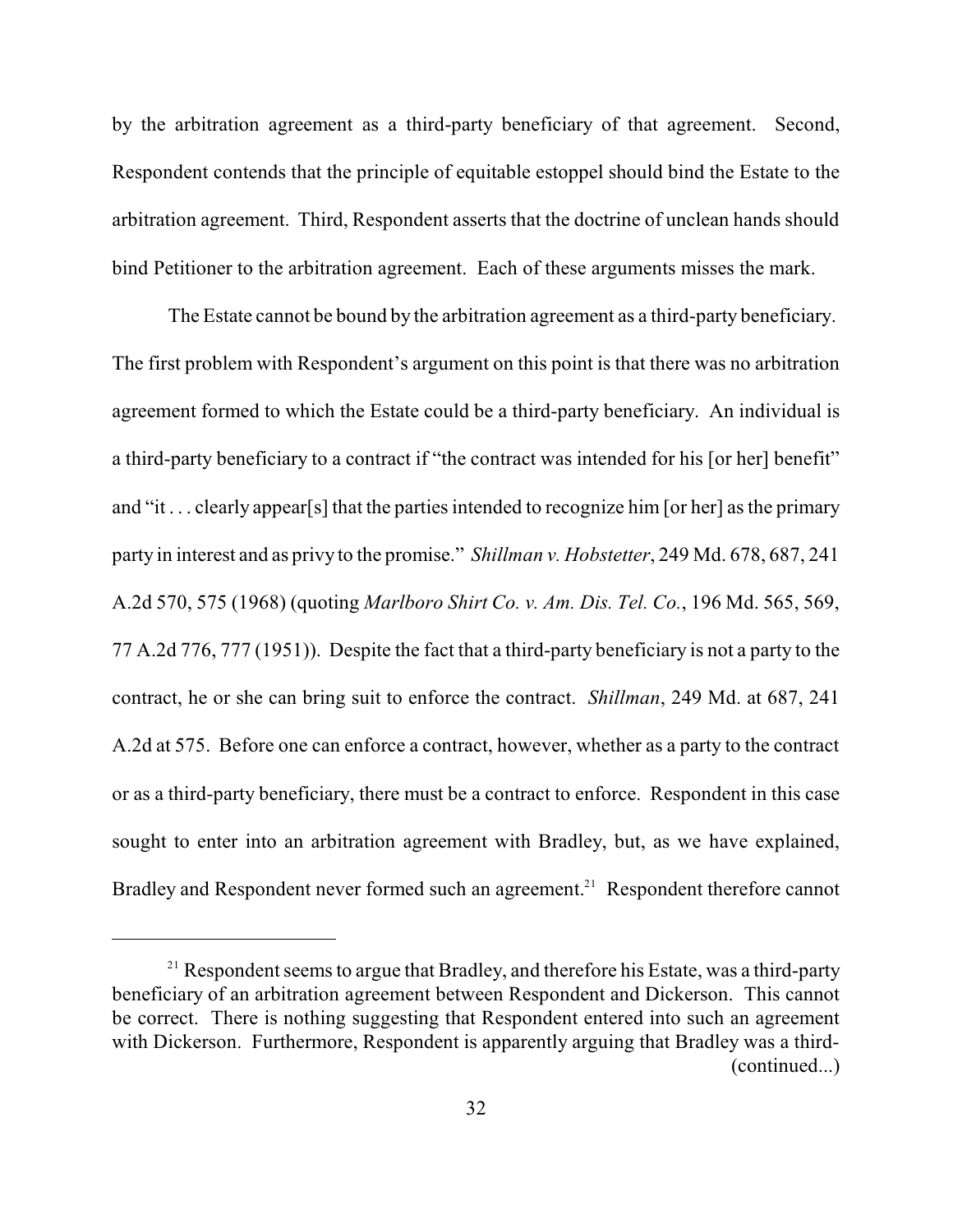by the arbitration agreement as a third-party beneficiary of that agreement. Second, Respondent contends that the principle of equitable estoppel should bind the Estate to the arbitration agreement. Third, Respondent asserts that the doctrine of unclean hands should bind Petitioner to the arbitration agreement. Each of these arguments misses the mark.

The Estate cannot be bound by the arbitration agreement as a third-party beneficiary. The first problem with Respondent's argument on this point is that there was no arbitration agreement formed to which the Estate could be a third-party beneficiary. An individual is a third-party beneficiary to a contract if "the contract was intended for his [or her] benefit" and "it . . . clearly appear[s] that the parties intended to recognize him [or her] as the primary party in interest and as privy to the promise." *Shillman v. Hobstetter*, 249 Md. 678, 687, 241 A.2d 570, 575 (1968) (quoting *Marlboro Shirt Co. v. Am. Dis. Tel. Co.*, 196 Md. 565, 569, 77 A.2d 776, 777 (1951)). Despite the fact that a third-party beneficiary is not a party to the contract, he or she can bring suit to enforce the contract. *Shillman*, 249 Md. at 687, 241 A.2d at 575. Before one can enforce a contract, however, whether as a party to the contract or as a third-party beneficiary, there must be a contract to enforce. Respondent in this case sought to enter into an arbitration agreement with Bradley, but, as we have explained, Bradley and Respondent never formed such an agreement.[21] Respondent therefore cannot

---

[21] Respondent seems to argue that Bradley, and therefore his Estate, was a third-party beneficiary of an arbitration agreement between Respondent and Dickerson. This cannot be correct. There is nothing suggesting that Respondent entered into such an agreement with Dickerson. Furthermore, Respondent is apparently arguing that Bradley was a third- (continued...)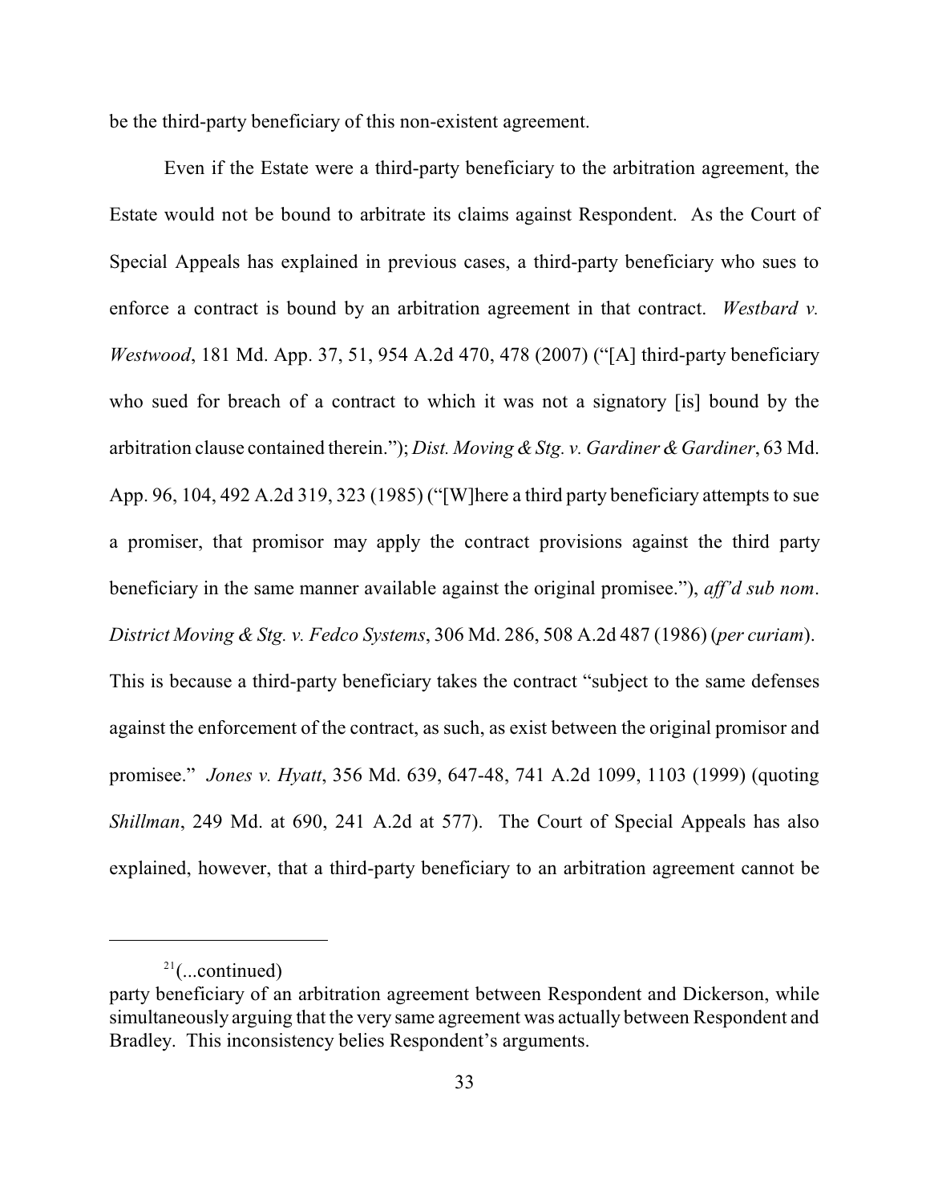be the third-party beneficiary of this non-existent agreement.

Even if the Estate were a third-party beneficiary to the arbitration agreement, the Estate would not be bound to arbitrate its claims against Respondent. As the Court of Special Appeals has explained in previous cases, a third-party beneficiary who sues to enforce a contract is bound by an arbitration agreement in that contract. *Westbard v. Westwood*, 181 Md. App. 37, 51, 954 A.2d 470, 478 (2007) ("[A] third-party beneficiary who sued for breach of a contract to which it was not a signatory [is] bound by the arbitration clause contained therein."); *Dist. Moving & Stg. v. Gardiner & Gardiner*, 63 Md. App. 96, 104, 492 A.2d 319, 323 (1985) ("[W]here a third party beneficiary attempts to sue a promiser, that promisor may apply the contract provisions against the third party beneficiary in the same manner available against the original promisee."), *aff'd sub nom*. *District Moving & Stg. v. Fedco Systems*, 306 Md. 286, 508 A.2d 487 (1986) (*per curiam*). This is because a third-party beneficiary takes the contract "subject to the same defenses against the enforcement of the contract, as such, as exist between the original promisor and promisee." *Jones v. Hyatt*, 356 Md. 639, 647-48, 741 A.2d 1099, 1103 (1999) (quoting *Shillman*, 249 Md. at 690, 241 A.2d at 577). The Court of Special Appeals has also explained, however, that a third-party beneficiary to an arbitration agreement cannot be

---

[21](...continued)
party beneficiary of an arbitration agreement between Respondent and Dickerson, while simultaneously arguing that the very same agreement was actually between Respondent and Bradley. This inconsistency belies Respondent's arguments.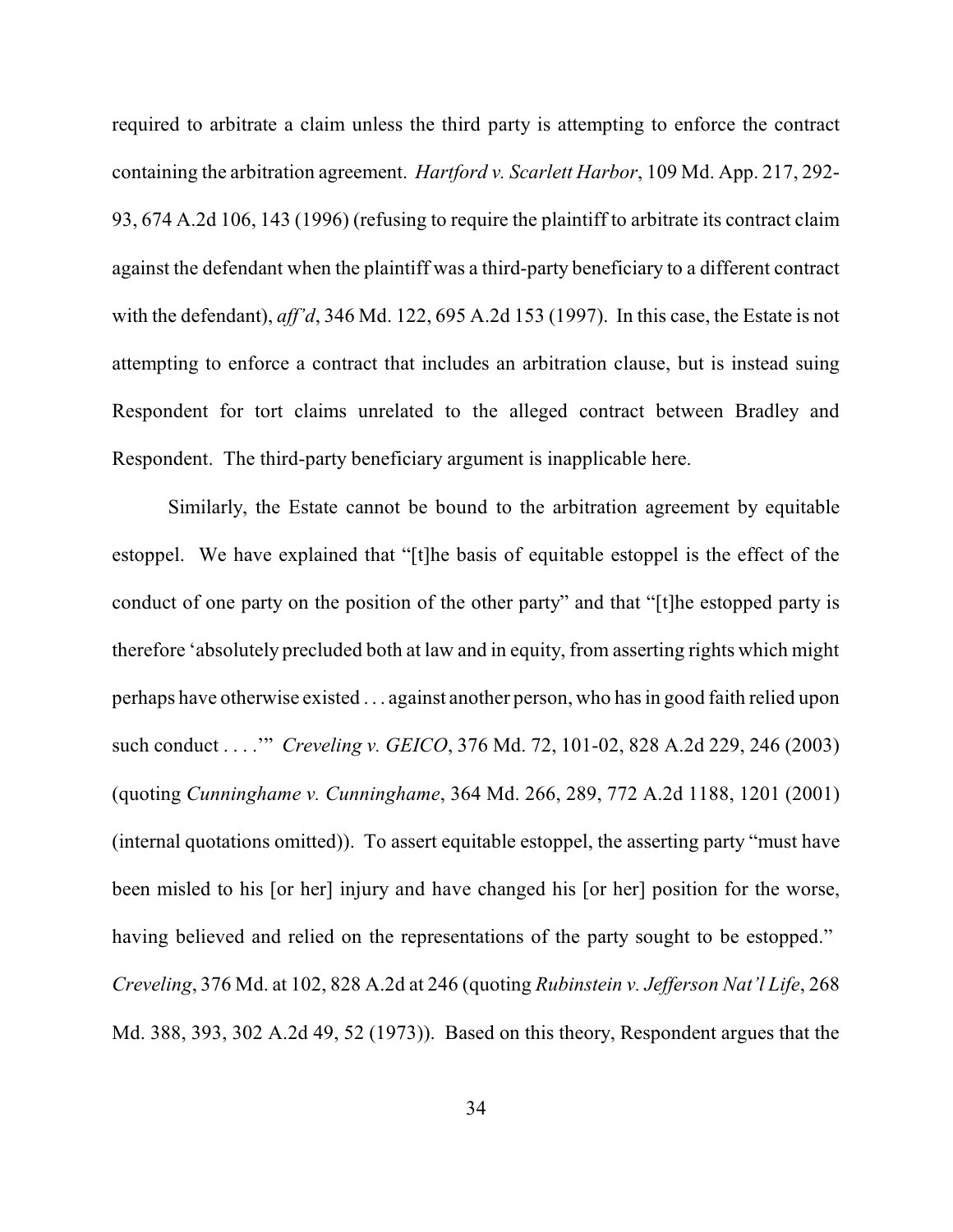required to arbitrate a claim unless the third party is attempting to enforce the contract containing the arbitration agreement. *Hartford v. Scarlett Harbor*, 109 Md. App. 217, 292-93, 674 A.2d 106, 143 (1996) (refusing to require the plaintiff to arbitrate its contract claim against the defendant when the plaintiff was a third-party beneficiary to a different contract with the defendant), *aff'd*, 346 Md. 122, 695 A.2d 153 (1997). In this case, the Estate is not attempting to enforce a contract that includes an arbitration clause, but is instead suing Respondent for tort claims unrelated to the alleged contract between Bradley and Respondent. The third-party beneficiary argument is inapplicable here.

Similarly, the Estate cannot be bound to the arbitration agreement by equitable estoppel. We have explained that "[t]he basis of equitable estoppel is the effect of the conduct of one party on the position of the other party" and that "[t]he estopped party is therefore 'absolutely precluded both at law and in equity, from asserting rights which might perhaps have otherwise existed . . . against another person, who has in good faith relied upon such conduct . . . .'" *Creveling v. GEICO*, 376 Md. 72, 101-02, 828 A.2d 229, 246 (2003) (quoting *Cunninghame v. Cunninghame*, 364 Md. 266, 289, 772 A.2d 1188, 1201 (2001) (internal quotations omitted)). To assert equitable estoppel, the asserting party "must have been misled to his [or her] injury and have changed his [or her] position for the worse, having believed and relied on the representations of the party sought to be estopped." *Creveling*, 376 Md. at 102, 828 A.2d at 246 (quoting *Rubinstein v. Jefferson Nat'l Life*, 268 Md. 388, 393, 302 A.2d 49, 52 (1973)). Based on this theory, Respondent argues that the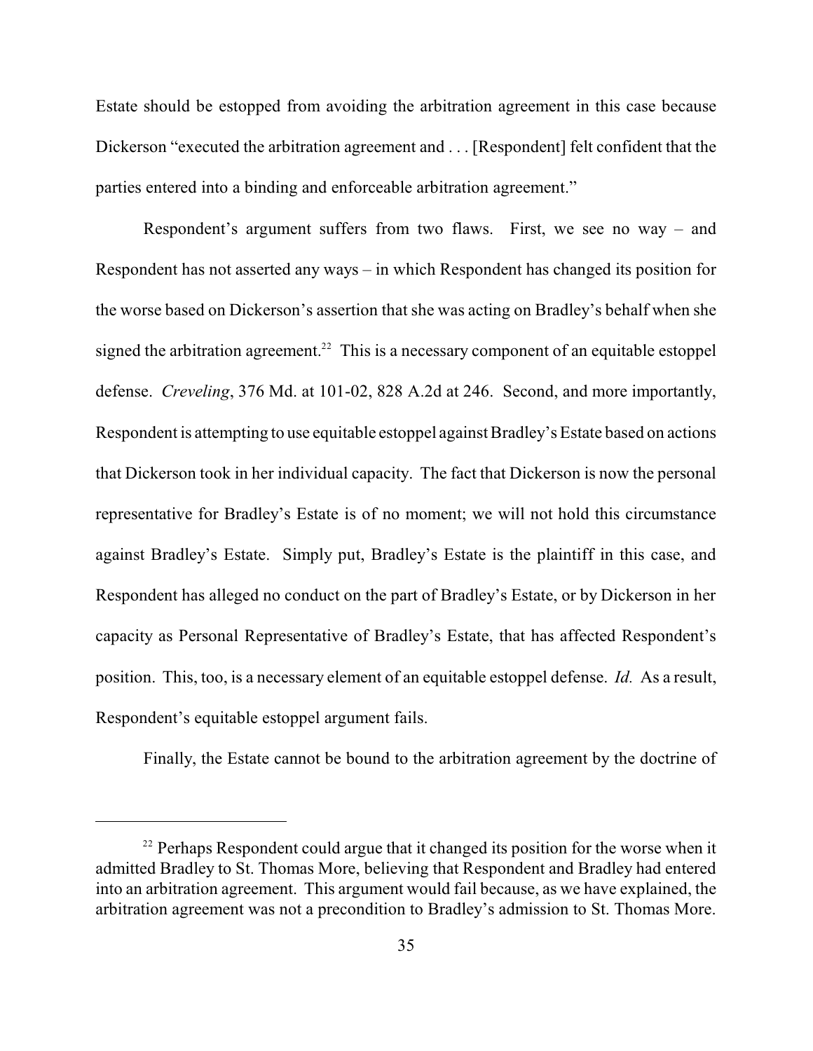Estate should be estopped from avoiding the arbitration agreement in this case because Dickerson "executed the arbitration agreement and . . . [Respondent] felt confident that the parties entered into a binding and enforceable arbitration agreement."

Respondent's argument suffers from two flaws. First, we see no way – and Respondent has not asserted any ways – in which Respondent has changed its position for the worse based on Dickerson's assertion that she was acting on Bradley's behalf when she signed the arbitration agreement.[22] This is a necessary component of an equitable estoppel defense. *Creveling*, 376 Md. at 101-02, 828 A.2d at 246. Second, and more importantly, Respondent is attempting to use equitable estoppel against Bradley's Estate based on actions that Dickerson took in her individual capacity. The fact that Dickerson is now the personal representative for Bradley's Estate is of no moment; we will not hold this circumstance against Bradley's Estate. Simply put, Bradley's Estate is the plaintiff in this case, and Respondent has alleged no conduct on the part of Bradley's Estate, or by Dickerson in her capacity as Personal Representative of Bradley's Estate, that has affected Respondent's position. This, too, is a necessary element of an equitable estoppel defense. *Id.* As a result, Respondent's equitable estoppel argument fails.

Finally, the Estate cannot be bound to the arbitration agreement by the doctrine of

[22] Perhaps Respondent could argue that it changed its position for the worse when it admitted Bradley to St. Thomas More, believing that Respondent and Bradley had entered into an arbitration agreement. This argument would fail because, as we have explained, the arbitration agreement was not a precondition to Bradley's admission to St. Thomas More.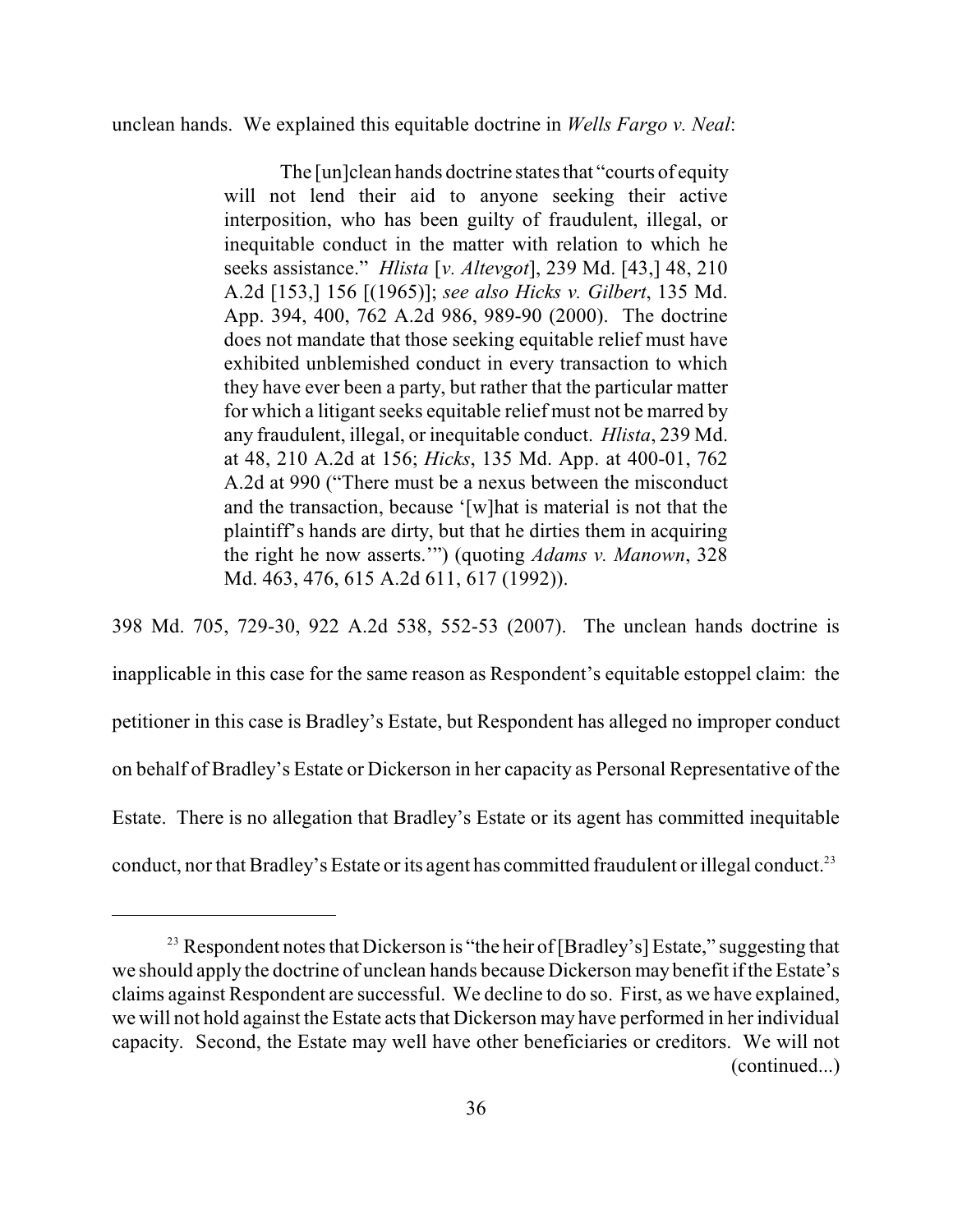unclean hands. We explained this equitable doctrine in *Wells Fargo v. Neal*:

> The [un]clean hands doctrine states that "courts of equity will not lend their aid to anyone seeking their active interposition, who has been guilty of fraudulent, illegal, or inequitable conduct in the matter with relation to which he seeks assistance." *Hlista* [*v. Altevgot*], 239 Md. [43,] 48, 210 A.2d [153,] 156 [(1965)]; *see also Hicks v. Gilbert*, 135 Md. App. 394, 400, 762 A.2d 986, 989-90 (2000). The doctrine does not mandate that those seeking equitable relief must have exhibited unblemished conduct in every transaction to which they have ever been a party, but rather that the particular matter for which a litigant seeks equitable relief must not be marred by any fraudulent, illegal, or inequitable conduct. *Hlista*, 239 Md. at 48, 210 A.2d at 156; *Hicks*, 135 Md. App. at 400-01, 762 A.2d at 990 ("There must be a nexus between the misconduct and the transaction, because '[w]hat is material is not that the plaintiff's hands are dirty, but that he dirties them in acquiring the right he now asserts.'") (quoting *Adams v. Manown*, 328 Md. 463, 476, 615 A.2d 611, 617 (1992)).

398 Md. 705, 729-30, 922 A.2d 538, 552-53 (2007). The unclean hands doctrine is inapplicable in this case for the same reason as Respondent's equitable estoppel claim: the petitioner in this case is Bradley's Estate, but Respondent has alleged no improper conduct on behalf of Bradley's Estate or Dickerson in her capacity as Personal Representative of the Estate. There is no allegation that Bradley's Estate or its agent has committed inequitable conduct, nor that Bradley's Estate or its agent has committed fraudulent or illegal conduct.[23]

---

[23] Respondent notes that Dickerson is "the heir of [Bradley's] Estate," suggesting that we should apply the doctrine of unclean hands because Dickerson may benefit if the Estate's claims against Respondent are successful. We decline to do so. First, as we have explained, we will not hold against the Estate acts that Dickerson may have performed in her individual capacity. Second, the Estate may well have other beneficiaries or creditors. We will not (continued...)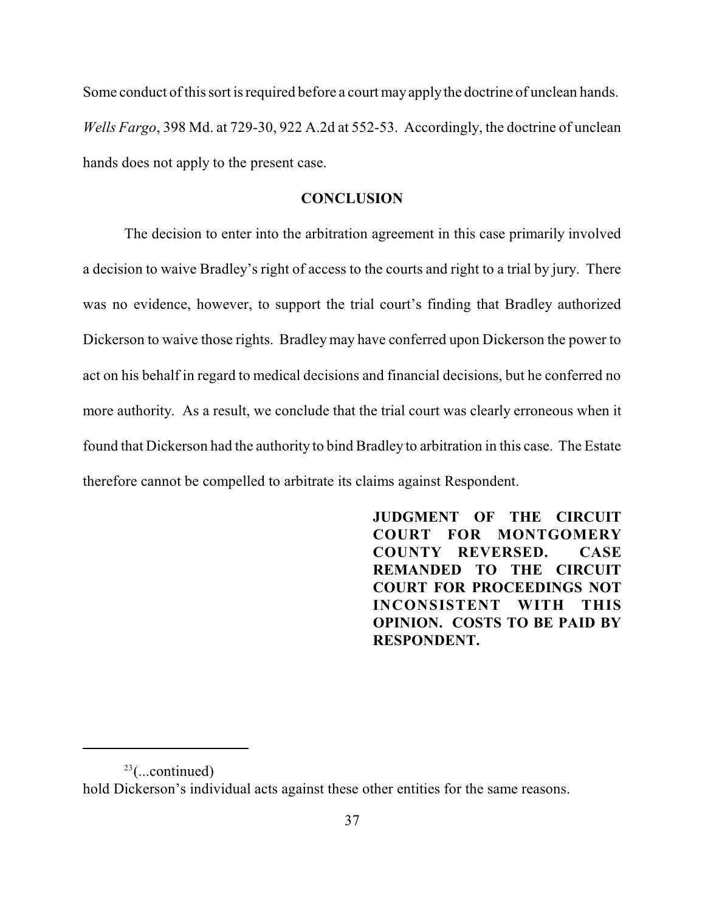Some conduct of this sort is required before a court may apply the doctrine of unclean hands. *Wells Fargo*, 398 Md. at 729-30, 922 A.2d at 552-53. Accordingly, the doctrine of unclean hands does not apply to the present case.

## CONCLUSION

The decision to enter into the arbitration agreement in this case primarily involved a decision to waive Bradley's right of access to the courts and right to a trial by jury. There was no evidence, however, to support the trial court's finding that Bradley authorized Dickerson to waive those rights. Bradley may have conferred upon Dickerson the power to act on his behalf in regard to medical decisions and financial decisions, but he conferred no more authority. As a result, we conclude that the trial court was clearly erroneous when it found that Dickerson had the authority to bind Bradley to arbitration in this case. The Estate therefore cannot be compelled to arbitrate its claims against Respondent.

**JUDGMENT OF THE CIRCUIT COURT FOR MONTGOMERY COUNTY REVERSED. CASE REMANDED TO THE CIRCUIT COURT FOR PROCEEDINGS NOT INCONSISTENT WITH THIS OPINION. COSTS TO BE PAID BY RESPONDENT.**

---

[23](...continued)
hold Dickerson's individual acts against these other entities for the same reasons.